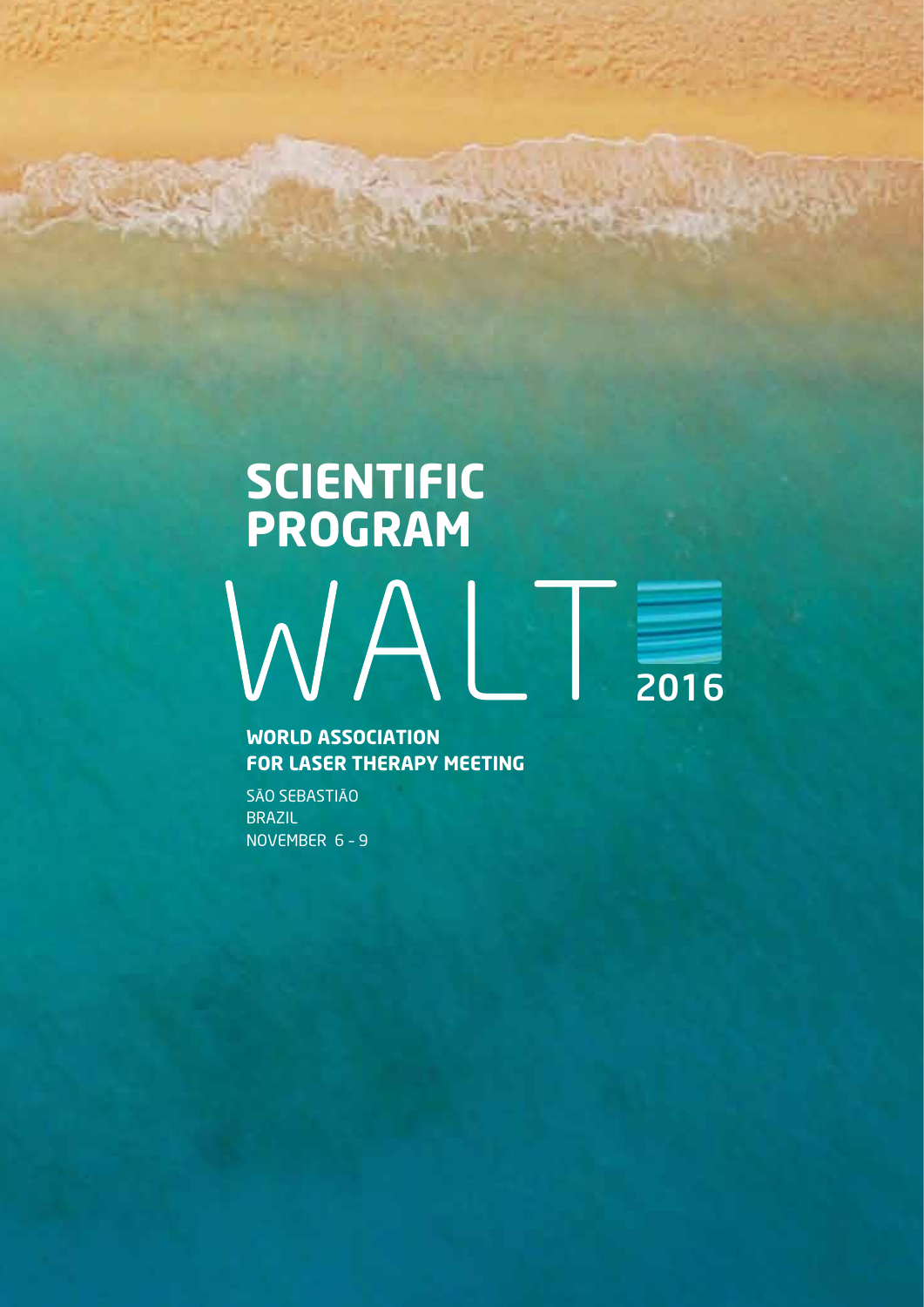# SCIENTIFIC PROGRAM

# WALT 2016

**WORLD ASSOCIATION FOR LASER THERAPY MEETING**

SÃO SEBASTIÃO
BRAZIL
NOVEMBER 6 - 9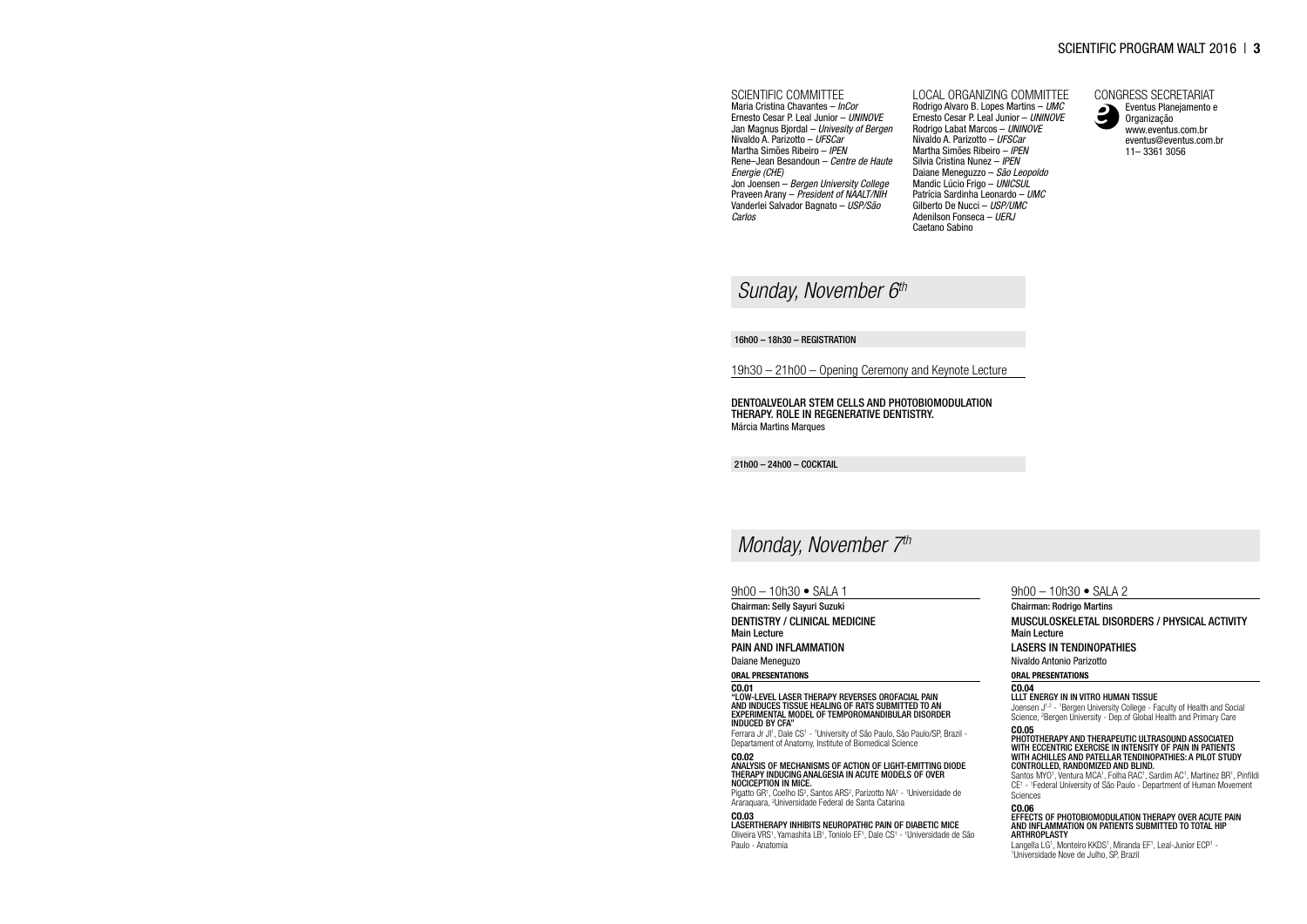## SCIENTIFIC COMMITTEE

Maria Cristina Chavantes – *InCor*
Ernesto Cesar P. Leal Junior – *UNINOVE*
Jan Magnus Bjordal – *Univesity of Bergen*
Nivaldo A. Parizotto – *UFSCar*
Martha Simões Ribeiro – *IPEN*
Rene–Jean Besandoun – *Centre de Haute Energie (CHE)*
Jon Joensen – *Bergen University College*
Praveen Arany – *President of NAALT/NIH*
Vanderlei Salvador Bagnato – *USP/São Carlos*

## LOCAL ORGANIZING COMMITTEE

Rodrigo Alvaro B. Lopes Martins – *UMC*
Ernesto Cesar P. Leal Junior – *UNINOVE*
Rodrigo Labat Marcos – *UNINOVE*
Nivaldo A. Parizotto – *UFSCar*
Martha Simões Ribeiro – *IPEN*
Silvia Cristina Nunez – *IPEN*
Daiane Meneguzzo – *São Leopoldo*
Mandic Lúcio Frigo – *UNICSUL*
Patrícia Sardinha Leonardo – *UMC*
Gilberto De Nucci – *USP/UMC*
Adenilson Fonseca – *UERJ*
Caetano Sabino

## CONGRESS SECRETARIAT

Eventus Planejamento e Organização
www.eventus.com.br
eventus@eventus.com.br
11– 3361 3056

# *Sunday, November 6th*

**16h00 – 18h30 – REGISTRATION**

19h30 – 21h00 – Opening Ceremony and Keynote Lecture

**DENTOALVEOLAR STEM CELLS AND PHOTOBIOMODULATION THERAPY. ROLE IN REGENERATIVE DENTISTRY.**
Márcia Martins Marques

**21h00 – 24h00 – COCKTAIL**

# *Monday, November 7th*

## 9h00 – 10h30 • SALA 1

**Chairman: Selly Sayuri Suzuki**

**DENTISTRY / CLINICAL MEDICINE**
**Main Lecture**

**PAIN AND INFLAMMATION**
Daiane Meneguzo

**ORAL PRESENTATIONS**

**CO.01**
**"LOW-LEVEL LASER THERAPY REVERSES OROFACIAL PAIN AND INDUCES TISSUE HEALING OF RATS SUBMITTED TO AN EXPERIMENTAL MODEL OF TEMPOROMANDIBULAR DISORDER INDUCED BY CFA"**
Ferrara Jr JI[1], Dale CS[1] - [1]University of São Paulo, São Paulo/SP, Brazil - Departament of Anatomy, Institute of Biomedical Science

**CO.02**
**ANALYSIS OF MECHANISMS OF ACTION OF LIGHT-EMITTING DIODE THERAPY INDUCING ANALGESIA IN ACUTE MODELS OF OVER NOCICEPTION IN MICE.**
Pigatto GR[1], Coelho IS[2], Santos ARS[2], Parizotto NA[1] - [1]Universidade de Araraquara, [2]Universidade Federal de Santa Catarina

**CO.03**
**LASERTHERAPY INHIBITS NEUROPATHIC PAIN OF DIABETIC MICE**
Oliveira VRS[1], Yamashita LB[1], Toniolo EF[1], Dale CS[1] - [1]Universidade de São Paulo - Anatomia

## 9h00 – 10h30 • SALA 2

**Chairman: Rodrigo Martins**

**MUSCULOSKELETAL DISORDERS / PHYSICAL ACTIVITY**
**Main Lecture**

**LASERS IN TENDINOPATHIES**
Nivaldo Antonio Parizotto

**ORAL PRESENTATIONS**

**CO.04**
**LLLT ENERGY IN IN VITRO HUMAN TISSUE**
Joensen J[1,2] - [1]Bergen University College - Faculty of Health and Social Science, [2]Bergen University - Dep.of Global Health and Primary Care

**CO.05**
**PHOTOTHERAPY AND THERAPEUTIC ULTRASOUND ASSOCIATED WITH ECCENTRIC EXERCISE IN INTENSITY OF PAIN IN PATIENTS WITH ACHILLES AND PATELLAR TENDINOPATHIES: A PILOT STUDY CONTROLLED, RANDOMIZED AND BLIND.**
Santos MYO[1], Ventura MCA[1], Folha RAC[1], Sardim AC[1], Martinez BR[1], Pinfildi CE[1] - [1]Federal University of São Paulo - Department of Human Movement Sciences

**CO.06**
**EFFECTS OF PHOTOBIOMODULATION THERAPY OVER ACUTE PAIN AND INFLAMMATION ON PATIENTS SUBMITTED TO TOTAL HIP ARTHROPLASTY**
Langella LG[1], Monteiro KKDS[1], Miranda EF[1], Leal-Junior ECP[1] - [1]Universidade Nove de Julho, SP, Brazil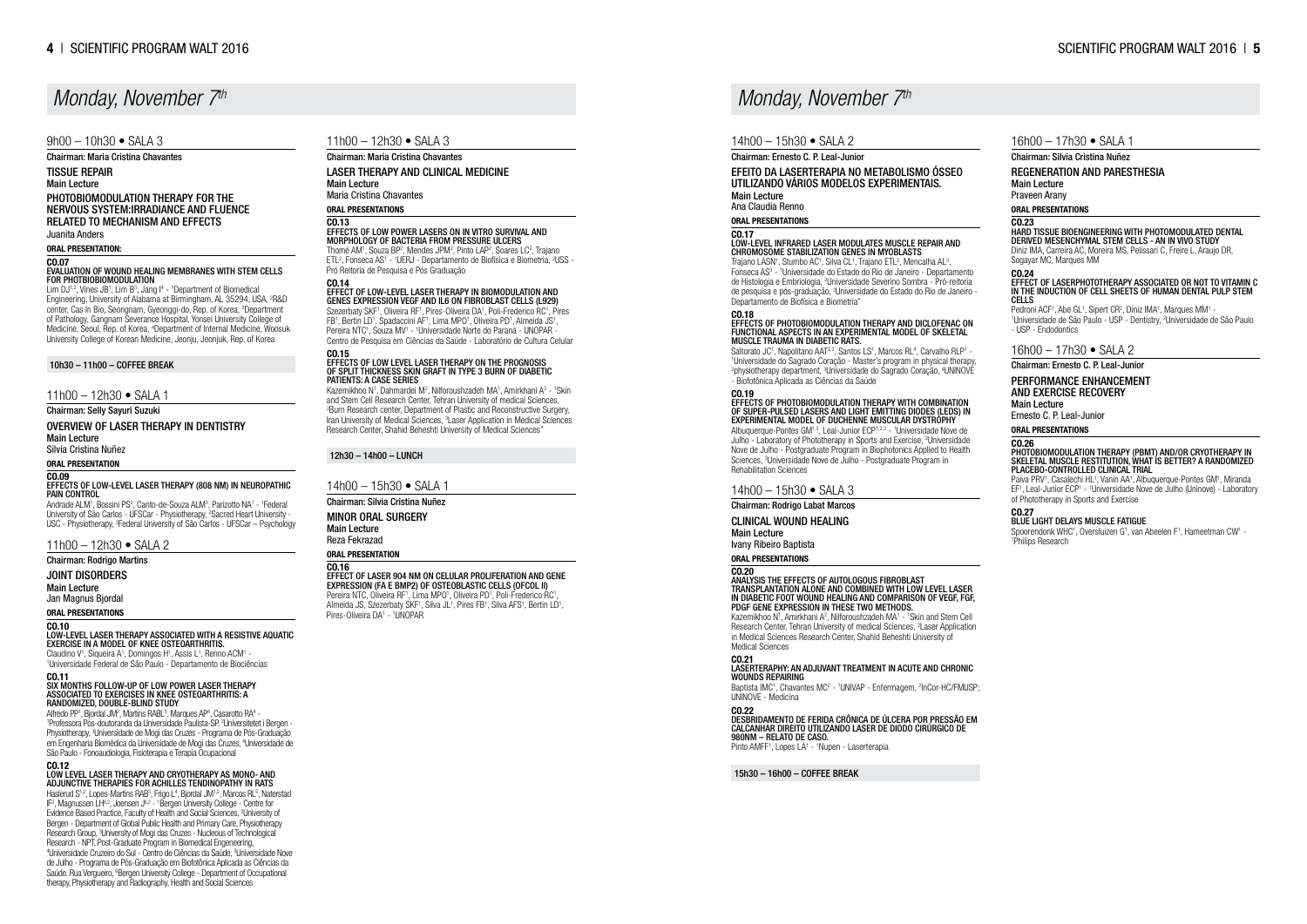## Monday, November 7th

### 9h00 – 10h30 • SALA 3

Chairman: Maria Cristina Chavantes

**TISSUE REPAIR**

Main Lecture

**PHOTOBIOMODULATION THERAPY FOR THE NERVOUS SYSTEM:IRRADIANCE AND FLUENCE RELATED TO MECHANISM AND EFFECTS**

Juanita Anders

**ORAL PRESENTATION:**

**CO.07**
**EVALUATION OF WOUND HEALING MEMBRANES WITH STEM CELLS FOR PHOTOBIOMODULATION**
Lim DJ[1,2], Vines JB[1], Lim B[3], Jang I[4] - [1]Department of Biomedical Engineering, University of Alabama at Birmingham, AL 35294, USA, [2]R&D center, Cas In Bio, Seongnam, Gyeonggi-do, Rep. of Korea, [3]Department of Pathology, Gangnam Severance Hospital, Yonsei University College of Medicine, Seoul, Rep. of Korea, [4]Department of Internal Medicine, Woosuk University College of Korean Medicine, Jeonju, Jeonjuk, Rep. of Korea

**10h30 – 11h00 – COFFEE BREAK**

### 11h00 – 12h30 • SALA 1

Chairman: Selly Sayuri Suzuki

**OVERVIEW OF LASER THERAPY IN DENTISTRY**

Main Lecture

Silvia Cristina Nuñez

**ORAL PRESENTATION**

**CO.09**
**EFFECTS OF LOW-LEVEL LASER THERAPY (808 NM) IN NEUROPATHIC PAIN CONTROL**
Andrade ALM[1], Bossini PS[2], Canto-de-Souza ALM[3], Parizotto NA[1] - [1]Federal University of São Carlos - UFSCar - Physiotherapy, [2]Sacred Heart University - USC - Physiotherapy, [3]Federal University of São Carlos - UFSCar – Psychology

### 11h00 – 12h30 • SALA 2

Chairman: Rodrigo Martins

**JOINT DISORDERS**

Main Lecture

Jan Magnus Bjordal

**ORAL PRESENTATIONS**

**CO.10**
**LOW-LEVEL LASER THERAPY ASSOCIATED WITH A RESISTIVE AQUATIC EXERCISE IN A MODEL OF KNEE OSTEOARTHRITIS.**
Claudino V[1], Siqueira A[1], Domingos H[1], Assis L[1], Renno ACM[1] - [1]Universidade Federal de São Paulo - Departamento de Biociências

**CO.11**
**SIX MONTHS FOLLOW-UP OF LOW POWER LASER THERAPY ASSOCIATED TO EXERCISES IN KNEE OSTEOARTHRITIS: A RANDOMIZED, DOUBLE-BLIND STUDY**
Alfredo PP[1], Bjordal JM[2], Martins RABL[3], Marques AP[4], Casarotto RA[4] - [1]Professora Pós-doutoranda da Universidade Paulista-SP, [2]Universitetet i Bergen - Physiotherapy, [3]Universidade de Mogi das Cruzes - Programa de Pós-Graduação em Engenharia Biomédica da Universidade de Mogi das Cruzes, [4]Universidade de São Paulo - Fonoaudiologia, Fisioterapia e Terapia Ocupacional

**CO.12**
**LOW LEVEL LASER THERAPY AND CRYOTHERAPY AS MONO- AND ADJUNCTIVE THERAPIES FOR ACHILLES TENDINOPATHY IN RATS**
Haslerud S[1,2], Lopes-Martins RAB[3], Frigo L[4], Bjordal JM[1,2], Marcos RL[5], Naterstad IF[2], Magnussen LH[6,2], Joensen J[6,2] - [1]Bergen University College - Centre for Evidence Based Practice, Faculty of Health and Social Sciences, [2]University of Bergen - Department of Global Public Health and Primary Care, Physiotherapy Research Group, [3]University of Mogi das Cruzes - Nucleous of Technological Research - NPT, Post-Graduate Program in Biomedical Engeneering, [4]Universidade Cruzeiro do Sul - Centro de Ciências da Saúde, [5]Universidade Nove de Julho - Programa de Pós-Graduação em Biofotônica Aplicada as Ciências da Saúde. Rua Vergueiro, [6]Bergen University College - Department of Occupational therapy, Physiotherapy and Radiography, Health and Social Sciences

### 11h00 – 12h30 • SALA 3

Chairman: Maria Cristina Chavantes

**LASER THERAPY AND CLINICAL MEDICINE**

Main Lecture

Maria Cristina Chavantes

**ORAL PRESENTATIONS**

**CO.13**
**EFFECTS OF LOW POWER LASERS ON IN VITRO SURVIVAL AND MORPHOLOGY OF BACTERIA FROM PRESSURE ULCERS**
Thomé AM[1], Souza BP[2], Mendes JPM[2], Pinto LAP[2], Soares LC[2], Trajano ETL[2], Fonseca AS[1] - [1]UERJ - Departamento de Biofísica e Biometria, [2]USS - Pró Reitoria de Pesquisa e Pós Graduação

**CO.14**
**EFFECT OF LOW-LEVEL LASER THERAPY IN BIOMODULATION AND GENES EXPRESSION VEGF AND IL6 ON FIBROBLAST CELLS (L929)**
Szezerbaty SKF[1], Oliveira RF[1], Pires-Oliveira DA[1], Poli-Frederico RC[1], Pires FB[1], Bertin LD[1], Spadaccini AF[1], Lima MPO[1], Oliveira PD[1], Almeida JS[1], Pereira NTC[1], Souza MV[1] - [1]Universidade Norte do Paraná - UNOPAR - Centro de Pesquisa em Ciências da Saúde - Laboratório de Cultura Celular

**CO.15**
**EFFECTS OF LOW LEVEL LASER THERAPY ON THE PROGNOSIS OF SPLIT THICKNESS SKIN GRAFT IN TYPE 3 BURN OF DIABETIC PATIENTS: A CASE SERIES**
Kazemikhoo N[1], Dahmardel M[2], Nilforoushzadeh MA[1], Amirkhani A[3] - [1]Skin and Stem Cell Research Center, Tehran University of medical Sciences, [2]Burn Research center, Department of Plastic and Reconstructive Surgery, Iran University of Medical Sciences, [3]Laser Application in Medical Sciences Research Center, Shahid Beheshti University of Medical Sciences"

**12h30 – 14h00 – LUNCH**

### 14h00 – 15h30 • SALA 1

Chairman: Silvia Cristina Nuñez

**MINOR ORAL SURGERY**

Main Lecture

Reza Fekrazad

**ORAL PRESENTATION**

**CO.16**
**EFFECT OF LASER 904 NM ON CELULAR PROLIFERATION AND GENE EXPRESSION (FA E BMP2) OF OSTEOBLASTIC CELLS (OFCOL II)**
Pereira NTC, Oliveira RF[1], Lima MPO[1], Oliveira PD[1], Poli-Frederico RC[1], Almeida JS, Szezerbaty SKF[1], Silva JL[1], Pires FB[1], Silva AFS[1], Bertin LD[1], Pires-Oliveira DA[1] - [1]UNOPAR

## Monday, November 7th

### 14h00 – 15h30 • SALA 2

Chairman: Ernesto C. P. Leal-Junior

**EFEITO DA LASERTERAPIA NO METABOLISMO ÓSSEO UTILIZANDO VÁRIOS MODELOS EXPERIMENTAIS.**

Main Lecture

Ana Claudia Renno

**ORAL PRESENTATIONS**

**CO.17**
**LOW-LEVEL INFRARED LASER MODULATES MUSCLE REPAIR AND CHROMOSOME STABILIZATION GENES IN MYOBLASTS**
Trajano LASN[1], Stumbo AC[1], Silva CL[1], Trajano ETL[2], Mencalha AL[3], Fonseca AS[3] - [1]Universidade do Estado do Rio de Janeiro - Departamento de Histologia e Embriologia, [2]Universidade Severino Sombra - Pró-reitoria de pesquisa e pós-graduação, [3]Universidade do Estado do Rio de Janeiro - Departamento de Biofísica e Biometria"

**CO.18**
**EFFECTS OF PHOTOBIOMODULATION THERAPY AND DICLOFENAC ON FUNCTIONAL ASPECTS IN AN EXPERIMENTAL MODEL OF SKELETAL MUSCLE TRAUMA IN DIABETIC RATS.**
Saltorato JC[1], Napolitano AAT[2,3], Santos LS[1], Marcos RL[4], Carvalho RLP[1] - [1]Universidade do Sagrado Coração - Master's program in physical therapy, [2]physiotherapy department, [3]Universidade do Sagrado Coração, [4]UNINOVE - Biofotônica Aplicada as Ciências da Saúde

**CO.19**
**EFFECTS OF PHOTOBIOMODULATION THERAPY WITH COMBINATION OF SUPER-PULSED LASERS AND LIGHT EMITTING DIODES (LEDS) IN EXPERIMENTAL MODEL OF DUCHENNE MUSCULAR DYSTROPHY**
Albuquerque-Pontes GM[1,2], Leal-Junior ECP[1,2,3] - [1]Universidade Nove de Julho - Laboratory of Phototherapy in Sports and Exercise, [2]Universidade Nove de Julho - Postgraduate Program in Biophotonics Applied to Health Sciences, [3]Universidade Nove de Julho - Postgraduate Program in Rehabilitation Sciences

### 14h00 – 15h30 • SALA 3

Chairman: Rodrigo Labat Marcos

**CLINICAL WOUND HEALING**

Main Lecture

Ivany Ribeiro Baptista

**ORAL PRESENTATIONS**

**CO.20**
**ANALYSIS THE EFFECTS OF AUTOLOGOUS FIBROBLAST TRANSPLANTATION ALONE AND COMBINED WITH LOW LEVEL LASER IN DIABETIC FOOT WOUND HEALING AND COMPARISON OF VEGF, FGF, PDGF GENE EXPRESSION IN THESE TWO METHODS.**
Kazemikhoo N[1], Amirkhani A[2], Nilforoushzadeh MA[1] - [1]Skin and Stem Cell Research Center, Tehran University of medical Sciences, [2]Laser Application in Medical Sciences Research Center, Shahid Beheshti University of Medical Sciences

**CO.21**
**LASERTERAPHY: AN ADJUVANT TREATMENT IN ACUTE AND CHRONIC WOUNDS REPAIRING**
Baptista IMC[1], Chavantes MC[2] - [1]UNIVAP - Enfermagem, [2]InCor-HC/FMUSP; UNINOVE - Medicina

**CO.22**
**DESBRIDAMENTO DE FERIDA CRÔNICA DE ÚLCERA POR PRESSÃO EM CALCANHAR DIREITO UTILIZANDO LASER DE DIODO CIRÚRGICO DE 980NM – RELATO DE CASO.**
Pinto AMFF[1], Lopes LA[1] - [1]Nupen - Laserterapia

**15h30 – 16h00 – COFFEE BREAK**

### 16h00 – 17h30 • SALA 1

Chairman: Silvia Cristina Nuñez

**REGENERATION AND PARESTHESIA**

Main Lecture

Praveen Arany

**ORAL PRESENTATIONS**

**CO.23**
**HARD TISSUE BIOENGINEERING WITH PHOTOMODULATED DENTAL DERIVED MESENCHYMAL STEM CELLS - AN IN VIVO STUDY**
Diniz IMA, Carreira AC, Moreira MS, Pelissari C, Freire L, Araujo DR, Sogayar MC, Marques MM

**CO.24**
**EFFECT OF LASERPHOTOTHERAPY ASSOCIATED OR NOT TO VITAMIN C IN THE INDUCTION OF CELL SHEETS OF HUMAN DENTAL PULP STEM CELLS**
Pedroni ACF[1], Abe GL[1], Sipert CR[2], Diniz IMA[1], Marques MM[1] - [1]Universidade de São Paulo - USP - Dentistry, [2]Universidade de São Paulo - USP - Endodontics

### 16h00 – 17h30 • SALA 2

Chairman: Ernesto C. P. Leal-Junior

**PERFORMANCE ENHANCEMENT AND EXERCISE RECOVERY**

Main Lecture

Ernesto C. P. Leal-Junior

**ORAL PRESENTATIONS**

**CO.26**
**PHOTOBIOMODULATION THERAPY (PBMT) AND/OR CRYOTHERAPY IN SKELETAL MUSCLE RESTITUTION, WHAT IS BETTER? A RANDOMIZED PLACEBO-CONTROLLED CLINICAL TRIAL**
Paiva PRV[1], Casalechi HL[1], Vanin AA[1], Albuquerque-Pontes GM[1], Miranda EF[1], Leal-Junior ECP[1] - [1]Universidade Nove de Julho (Uninove) - Laboratory of Phototherapy in Sports and Exercise

**CO.27**
**BLUE LIGHT DELAYS MUSCLE FATIGUE**
Spoorendonk WHC[1], Oversluizen G[1], van Abeelen F[1], Hameetman CW[1] - [1]Philips Research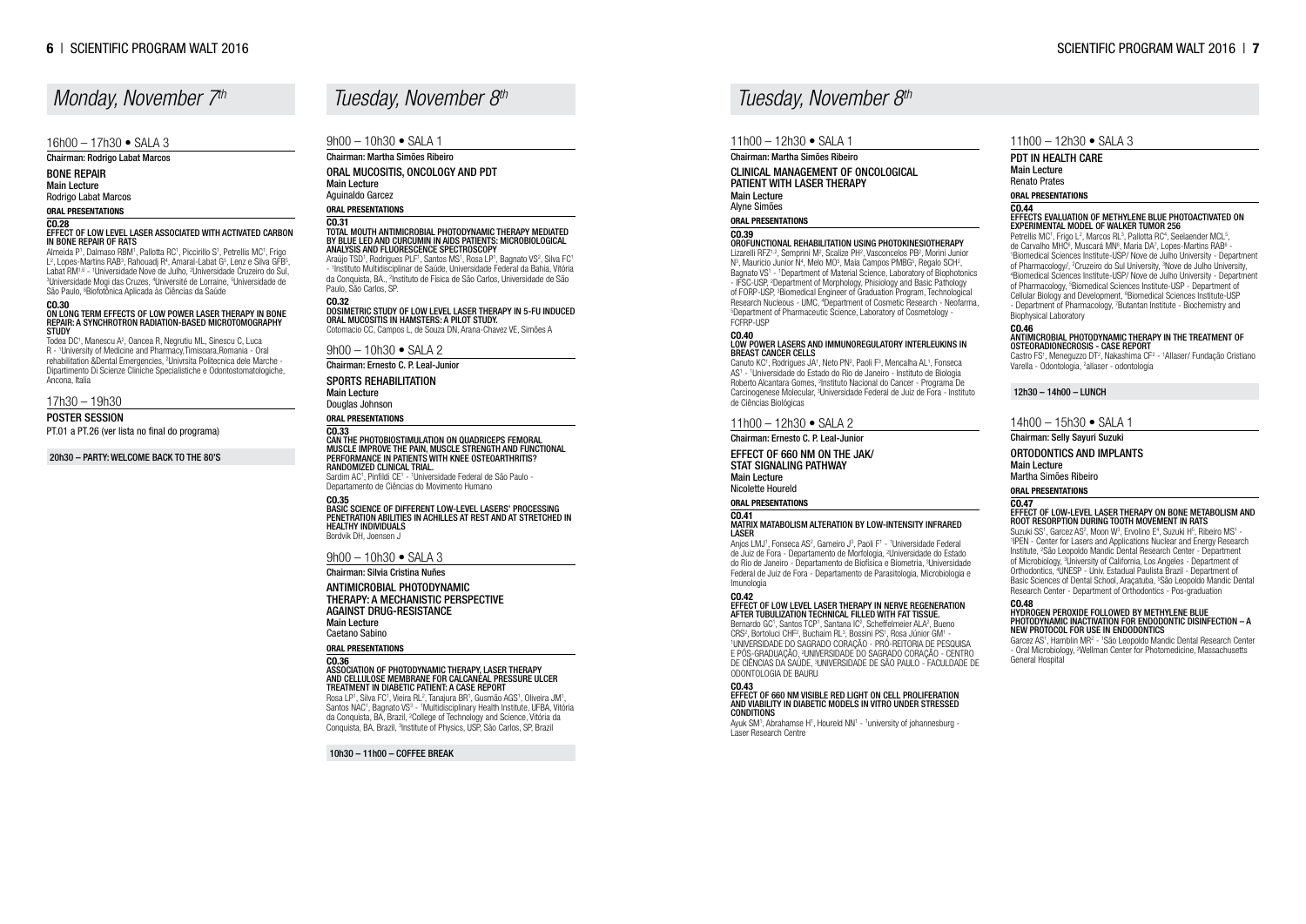# Monday, November 7th

## 16h00 – 17h30 • SALA 3

**Chairman: Rodrigo Labat Marcos**

### BONE REPAIR

**Main Lecture**
Rodrigo Labat Marcos

**ORAL PRESENTATIONS**

**CO.28**
**EFFECT OF LOW LEVEL LASER ASSOCIATED WITH ACTIVATED CARBON IN BONE REPAIR OF RATS**
Almeida P[1], Dalmaso RBM[1], Pallotta RC[1], Piccirillo S[1], Petrellis MC[1], Frigo L[2], Lopes-Martins RAB[3], Rahouadj R[4], Amaral-Labat G[5], Lenz e Silva GFB[5], Labat RM[1,6] - [1]Universidade Nove de Julho, [2]Universidade Cruzeiro do Sul, [3]Universidade Mogi das Cruzes, [4]Université de Lorraine, [5]Universidade de São Paulo, [6]Biofotônica Aplicada às Ciências da Saúde

**CO.30**
**ON LONG TERM EFFECTS OF LOW POWER LASER THERAPY IN BONE REPAIR: A SYNCHROTRON RADIATION-BASED MICROTOMOGRAPHY STUDY**
Todea DC[1], Manescu A[2], Oancea R, Negrutiu ML, Sinescu C, Luca R - [1]University of Medicine and Pharmacy,Timisoara,Romania - Oral rehabilitation &Dental Emergencies, [2]Universita Politecnica dele Marche - Dipartimento Di Scienze Cliniche Specialistiche e Odontostomatologiche, Ancona, Italia

## 17h30 – 19h30

### POSTER SESSION

PT.01 a PT.26 (ver lista no final do programa)

**20h30 – PARTY: WELCOME BACK TO THE 80'S**

# Tuesday, November 8th

## 9h00 – 10h30 • SALA 1

**Chairman: Martha Simões Ribeiro**

### ORAL MUCOSITIS, ONCOLOGY AND PDT

**Main Lecture**
Aguinaldo Garcez

**ORAL PRESENTATIONS**

**CO.31**
**TOTAL MOUTH ANTIMICROBIAL PHOTODYNAMIC THERAPY MEDIATED BY BLUE LED AND CURCUMIN IN AIDS PATIENTS: MICROBIOLOGICAL ANALYSIS AND FLUORESCENCE SPECTROSCOPY**
Araújo TSD[1], Rodrigues PLF[1], Santos MS[1], Rosa LP[1], Bagnato VS[2], Silva FC[1] - [1]Instituto Multidisciplinar de Saúde, Universidade Federal da Bahia, Vitória da Conquista, BA., [2]Instituto de Física de São Carlos, Universidade de São Paulo, São Carlos, SP.

**CO.32**
**DOSIMETRIC STUDY OF LOW LEVEL LASER THERAPY IN 5-FU INDUCED ORAL MUCOSITIS IN HAMSTERS: A PILOT STUDY.**
Cotomacio CC, Campos L, de Souza DN, Arana-Chavez VE, Simões A

## 9h00 – 10h30 • SALA 2

**Chairman: Ernesto C. P. Leal-Junior**

### SPORTS REHABILITATION

**Main Lecture**
Douglas Johnson

**ORAL PRESENTATIONS**

**CO.33**
**CAN THE PHOTOBIOSTIMULATION ON QUADRICEPS FEMORAL MUSCLE IMPROVE THE PAIN, MUSCLE STRENGTH AND FUNCTIONAL PERFORMANCE IN PATIENTS WITH KNEE OSTEOARTHRITIS? RANDOMIZED CLINICAL TRIAL.**
Sardim AC[1], Pinfildi CE[1] - [1]Universidade Federal de São Paulo - Departamento de Ciências do Movimento Humano

**CO.35**
**BASIC SCIENCE OF DIFFERENT LOW-LEVEL LASERS' PROCESSING PENETRATION ABILITIES IN ACHILLES AT REST AND AT STRETCHED IN HEALTHY INDIVIDUALS**
Bordvik DH, Joensen J

## 9h00 – 10h30 • SALA 3

**Chairman: Silvia Cristina Nuñes**

### ANTIMICROBIAL PHOTODYNAMIC THERAPY: A MECHANISTIC PERSPECTIVE AGAINST DRUG-RESISTANCE

**Main Lecture**
Caetano Sabino

**ORAL PRESENTATIONS**

**CO.36**
**ASSOCIATION OF PHOTODYNAMIC THERAPY, LASER THERAPY AND CELLULOSE MEMBRANE FOR CALCANEAL PRESSURE ULCER TREATMENT IN DIABETIC PATIENT: A CASE REPORT**
Rosa LP[1], Silva FC[1], Vieira RL[2], Tanajura BR[1], Gusmão AGS[1], Oliveira JM[1], Santos NAC[1], Bagnato VS[3] - [1]Multidisciplinary Health Institute, UFBA, Vitória da Conquista, BA, Brazil, [2]College of Technology and Science, Vitória da Conquista, BA, Brazil, [3]Institute of Physics, USP, São Carlos, SP, Brazil

**10h30 – 11h00 – COFFEE BREAK**

# Tuesday, November 8th

## 11h00 – 12h30 • SALA 1

**Chairman: Martha Simões Ribeiro**

### CLINICAL MANAGEMENT OF ONCOLOGICAL PATIENT WITH LASER THERAPY

**Main Lecture**
Alyne Simões

**ORAL PRESENTATIONS**

**CO.39**
**OROFUNCTIONAL REHABILITATION USING PHOTOKINESIOTHERAPY**
Lizarelli RFZ[1,2], Semprini M[2], Scalize PH[2], Vasconcelos PB[2], Morini Junior N[3], Mauricio Junior N[4], Melo MO[5], Maia Campos PMBG[5], Regalo SCH[2], Bagnato VS[1] - [1]Department of Material Science, Laboratory of Biophotonics - IFSC-USP, [2]Department of Morphology, Phisiology and Basic Pathology of FORP-USP, [3]Biomedical Engineer of Graduation Program, Technological Research Nucleous - UMC, [4]Department of Cosmetic Research - Neofarma, [5]Department of Pharmaceutic Science, Laboratory of Cosmetology - FCFRP-USP

**CO.40**
**LOW POWER LASERS AND IMMUNOREGULATORY INTERLEUKINS IN BREAST CANCER CELLS**
Canuto KC[1], Rodrigues JA[1], Neto PN[2], Paoli F[3], Mencalha AL[1], Fonseca AS[1] - [1]Universidade do Estado do Rio de Janeiro - Instituto de Biologia Roberto Alcantara Gomes, [2]Instituto Nacional do Cancer - Programa De Carcinogenese Molecular, [3]Universidade Federal de Juiz de Fora - Instituto de Ciências Biológicas

## 11h00 – 12h30 • SALA 2

**Chairman: Ernesto C. P. Leal-Junior**

### EFFECT OF 660 NM ON THE JAK/STAT SIGNALING PATHWAY

**Main Lecture**
Nicolette Houreld

**ORAL PRESENTATIONS**

**CO.41**
**MATRIX MATABOLISM ALTERATION BY LOW-INTENSITY INFRARED LASER**
Anjos LMJ[1], Fonseca AS[2], Gameiro J[3], Paoli F[1] - [1]Universidade Federal de Juiz de Fora - Departamento de Morfologia, [2]Universidade do Estado do Rio de Janeiro - Departamento de Biofísica e Biometria, [3]Universidade Federal de Juiz de Fora - Departamento de Parasitologia, Microbiologia e Imunologia

**CO.42**
**EFFECT OF LOW LEVEL LASER THERAPY IN NERVE REGENERATION AFTER TUBULIZATION TECHNICAL FILLED WITH FAT TISSUE.**
Bernardo GC[1], Santos TCP[1], Santana IC[2], Scheffelmeier ALA[2], Bueno CRS[2], Bortoluci CHF[2], Buchaim RL[3], Bossini PS[1], Rosa Júnior GM[1] - [1]UNIVERSIDADE DO SAGRADO CORAÇÃO - PRÓ-REITORIA DE PESQUISA E PÓS-GRADUAÇÃO, [2]UNIVERSIDADE DO SAGRADO CORAÇÃO - CENTRO DE CIÊNCIAS DA SAÚDE, [3]UNIVERSIDADE DE SÃO PAULO - FACULDADE DE ODONTOLOGIA DE BAURU

**CO.43**
**EFFECT OF 660 NM VISIBLE RED LIGHT ON CELL PROLIFERATION AND VIABILITY IN DIABETIC MODELS IN VITRO UNDER STRESSED CONDITIONS**
Ayuk SM[1], Abrahamse H[1], Houreld NN[1] - [1]university of johannesburg - Laser Research Centre

## 11h00 – 12h30 • SALA 3

### PDT IN HEALTH CARE

**Main Lecture**
Renato Prates

**ORAL PRESENTATIONS**

**CO.44**
**EFFECTS EVALUATION OF METHYLENE BLUE PHOTOACTIVATED ON EXPERIMENTAL MODEL OF WALKER TUMOR 256**
Petrellis MC[1], Frigo L[2], Marcos RL[3], Pallotta RC[4], Seelaender MCL[5], de Carvalho MHC[6], Muscará MN[6], Maria DA[7], Lopes-Martins RAB[4] - [1]Biomedical Sciences Institute-USP/ Nove de Julho University - Department of Pharmacology/, [2]Cruzeiro do Sul University, [3]Nove de Julho University, [4]Biomedical Sciences Institute-USP/ Nove de Julho University - Department of Pharmacology, [5]Biomedical Sciences Institute-USP - Department of Cellular Biology and Development, [6]Biomedical Sciences Institute-USP - Department of Pharmacology, [7]Butantan Institute - Biochemistry and Biophysical Laboratory

**CO.46**
**ANTIMICROBIAL PHOTODYNAMIC THERAPY IN THE TREATMENT OF OSTEORADIONECROSIS - CASE REPORT**
Castro FS[1], Meneguzzo DT[2], Nakashima CF[2] - [1]Allaser/ Fundação Cristiano Varella - Odontologia, [2]allaser - odontologia

**12h30 – 14h00 – LUNCH**

## 14h00 – 15h30 • SALA 1

**Chairman: Selly Sayuri Suzuki**

### ORTODONTICS AND IMPLANTS

**Main Lecture**
Martha Simões Ribeiro

**ORAL PRESENTATIONS**

**CO.47**
**EFFECT OF LOW-LEVEL LASER THERAPY ON BONE METABOLISM AND ROOT RESORPTION DURING TOOTH MOVEMENT IN RATS**
Suzuki SS[1], Garcez AS[2], Moon W[3], Ervolino E[4], Suzuki H[5], Ribeiro MS[1] - [1]IPEN - Center for Lasers and Applications Nuclear and Energy Research Institute, [2]São Leopoldo Mandic Dental Research Center - Department of Microbiology, [3]University of California, Los Angeles - Department of Orthodontics, [4]UNESP - Univ. Estadual Paulista Brazil - Department of Basic Sciences of Dental School, Araçatuba, [5]São Leopoldo Mandic Dental Research Center - Department of Orthodontics - Pos-graduation

**CO.48**
**HYDROGEN PEROXIDE FOLLOWED BY METHYLENE BLUE PHOTODYNAMIC INACTIVATION FOR ENDODONTIC DISINFECTION – A NEW PROTOCOL FOR USE IN ENDODONTICS**
Garcez AS[1], Hamblin MR[2] - [1]São Leopoldo Mandic Dental Research Center - Oral Microbiology, [2]Wellman Center for Photomedicine, Massachusetts General Hospital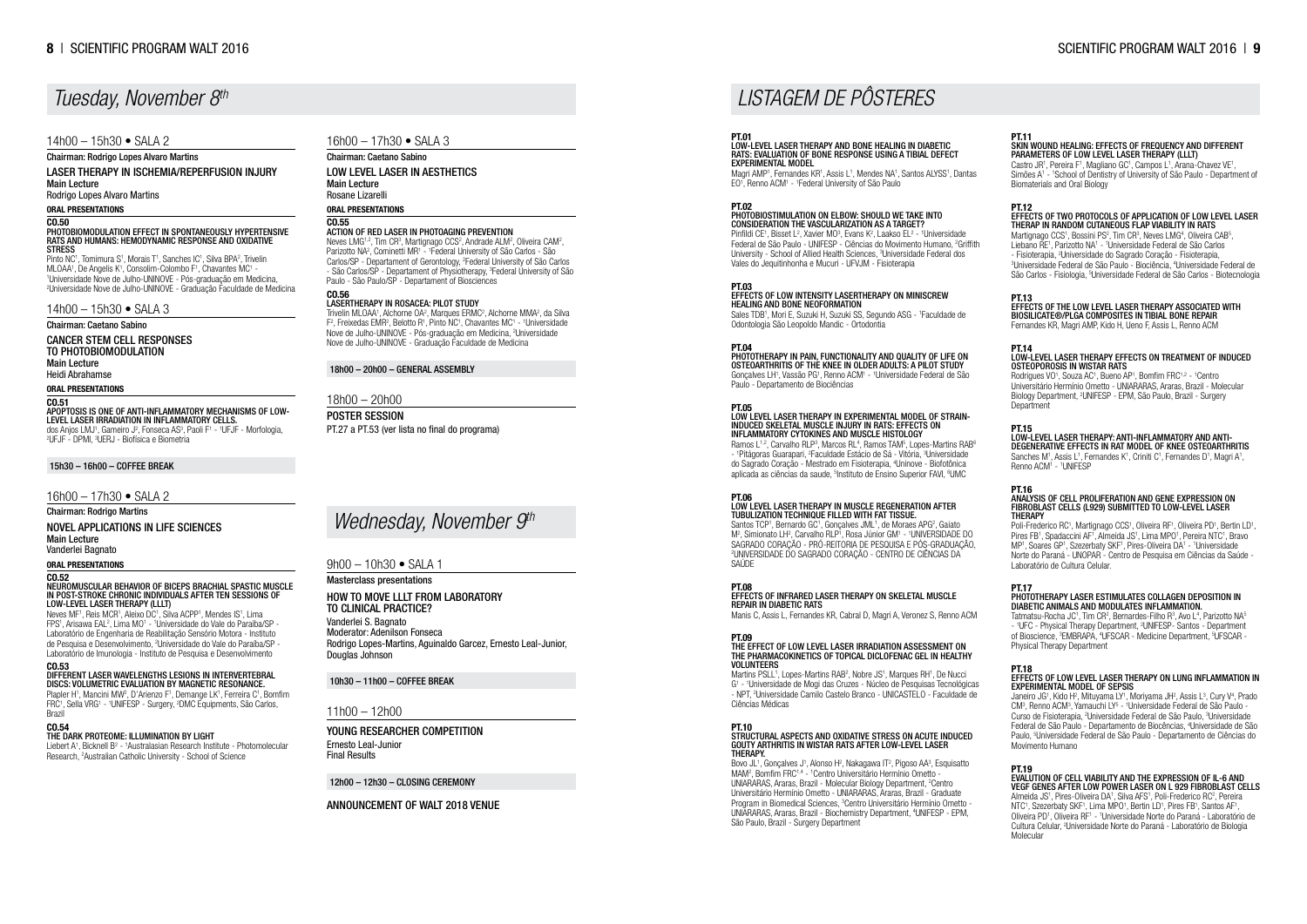# Tuesday, November 8th

## 14h00 – 15h30 • SALA 2

**Chairman: Rodrigo Lopes Alvaro Martins**

### LASER THERAPY IN ISCHEMIA/REPERFUSION INJURY

**Main Lecture**

Rodrigo Lopes Alvaro Martins

**ORAL PRESENTATIONS**

**CO.50**

**PHOTOBIOMODULATION EFFECT IN SPONTANEOUSLY HYPERTENSIVE RATS AND HUMANS: HEMODYNAMIC RESPONSE AND OXIDATIVE STRESS**

Pinto NC[1], Tomimura S[1], Morais T[1], Sanches IC[1], Silva BPA[2], Trivelin MLOAA[1], De Angelis K[1], Consolim-Colombo F[1], Chavantes MC[1] - [1]Universidade Nove de Julho-UNINOVE - Pós-graduação em Medicina, [2]Universidade Nove de Julho-UNINOVE - Graduação Faculdade de Medicina

## 14h00 – 15h30 • SALA 3

**Chairman: Caetano Sabino**

### CANCER STEM CELL RESPONSES TO PHOTOBIOMODULATION

**Main Lecture**

Heidi Abrahamse

**ORAL PRESENTATIONS**

**CO.51**

**APOPTOSIS IS ONE OF ANTI-INFLAMMATORY MECHANISMS OF LOW-LEVEL LASER IRRADIATION IN INFLAMMATORY CELLS.**

dos Anjos LMJ[1], Gameiro J[2], Fonseca AS[3], Paoli F[1] - [1]UFJF - Morfologia, [2]UFJF - DPMI, [3]UERJ - Biofísica e Biometria

**15h30 – 16h00 – COFFEE BREAK**

## 16h00 – 17h30 • SALA 2

**Chairman: Rodrigo Martins**

### NOVEL APPLICATIONS IN LIFE SCIENCES

**Main Lecture**

Vanderlei Bagnato

**ORAL PRESENTATIONS**

**CO.52**

**NEUROMUSCULAR BEHAVIOR OF BICEPS BRACHIAL SPASTIC MUSCLE IN POST-STROKE CHRONIC INDIVIDUALS AFTER TEN SESSIONS OF LOW-LEVEL LASER THERAPY (LLLT)**

Neves MF[1], Reis MCR[1], Aleixo DC[1], Silva ACPP[1], Mendes IS[1], Lima FPS[1], Arisawa EAL[2], Lima MO[1] - [1]Universidade do Vale do Paraíba/SP - Laboratório de Engenharia de Reabilitação Sensório Motora - Instituto de Pesquisa e Desenvolvimento, [2]Universidade do Vale do Paraíba/SP - Laboratório de Imunologia - Instituto de Pesquisa e Desenvolvimento

**CO.53**

**DIFFERENT LASER WAVELENGTHS LESIONS IN INTERVERTEBRAL DISCS: VOLUMETRIC EVALUATION BY MAGNETIC RESONANCE.**

Plapler H[1], Mancini MW[2], D'Arienzo F[1], Demange LK[1], Ferreira C[1], Bomfim FRC[1], Sella VRG[1] - [1]UNIFESP - Surgery, [2]DMC Equipments, São Carlos, Brazil

**CO.54**

**THE DARK PROTEOME: ILLUMINATION BY LIGHT**

Liebert A[1], Bicknell B[2] - [1]Australasian Research Institute - Photomolecular Research, [2]Australian Catholic University - School of Science

## 16h00 – 17h30 • SALA 3

**Chairman: Caetano Sabino**

### LOW LEVEL LASER IN AESTHETICS

**Main Lecture**

Rosane Lizarelli

**ORAL PRESENTATIONS**

**CO.55**

**ACTION OF RED LASER IN PHOTOAGING PREVENTION**

Neves LMG[1,2], Tim CR[3], Martignago CCS[2], Andrade ALM[2], Oliveira CAM[2], Parizotto NA[2], Cominetti MR[1] - [1]Federal University of São Carlos - São Carlos/SP - Departament of Gerontology, [2]Federal University of São Carlos - São Carlos/SP - Departament of Physiotherapy, [3]Federal University of São Paulo - São Paulo/SP - Departament of Biosciences

**CO.56**

**LASERTHERAPY IN ROSACEA: PILOT STUDY**

Trivelin MLOAA[1], Alchorne OA[2], Marques ERMC[2], Alchorne MMA[2], da Silva F[2], Freixedas EMR[2], Belotto R[1], Pinto NC[1], Chavantes MC[1] - [1]Universidade Nove de Julho-UNINOVE - Pós-graduação em Medicina, [2]Universidade Nove de Julho-UNINOVE - Graduação Faculdade de Medicina

**18h00 – 20h00 – GENERAL ASSEMBLY**

## 18h00 – 20h00

**POSTER SESSION**

PT.27 a PT.53 (ver lista no final do programa)

# Wednesday, November 9th

## 9h00 – 10h30 • SALA 1

**Masterclass presentations**

### HOW TO MOVE LLLT FROM LABORATORY TO CLINICAL PRACTICE?

Vanderlei S. Bagnato

Moderator: Adenilson Fonseca

Rodrigo Lopes-Martins, Aguinaldo Garcez, Ernesto Leal-Junior, Douglas Johnson

**10h30 – 11h00 – COFFEE BREAK**

## 11h00 – 12h00

### YOUNG RESEARCHER COMPETITION

Ernesto Leal-Junior

Final Results

**12h00 – 12h30 – CLOSING CEREMONY**

**ANNOUNCEMENT OF WALT 2018 VENUE**

# LISTAGEM DE PÔSTERES

**PT.01**

**LOW-LEVEL LASER THERAPY AND BONE HEALING IN DIABETIC RATS: EVALUATION OF BONE RESPONSE USING A TIBIAL DEFECT EXPERIMENTAL MODEL**

Magri AMP[1], Fernandes KR[1], Assis L[1], Mendes NA[1], Santos ALYSS[1], Dantas EO[1], Renno ACM[1] - [1]Federal University of São Paulo

**PT.02**

**PHOTOBIOSTIMULATION ON ELBOW: SHOULD WE TAKE INTO CONSIDERATION THE VASCULARIZATION AS A TARGET?**

Pinfildi CE[1], Bisset L[2], Xavier MO[3], Evans K[2], Laakso EL[2] - [1]Universidade Federal de São Paulo - UNIFESP - Ciências do Movimento Humano, [2]Griffith University - School of Allied Health Sciences, [3]Universidade Federal dos Vales do Jequitinhonha e Mucuri - UFVJM - Fisioterapia

**PT.03**

**EFFECTS OF LOW INTENSITY LASERTHERAPY ON MINISCREW HEALING AND BONE NEOFORMATION**

Sales TDB[1], Mori E, Suzuki H, Suzuki SS, Segundo ASG - [1]Faculdade de Odontologia São Leopoldo Mandic - Ortodontia

**PT.04**

**PHOTOTHERAPY IN PAIN, FUNCTIONALITY AND QUALITY OF LIFE ON OSTEOARTHRITIS OF THE KNEE IN OLDER ADULTS: A PILOT STUDY**

Gonçalves LH[1], Vassão PG[1], Renno ACM[1] - [1]Universidade Federal de São Paulo - Departamento de Biociências

**PT.05**

**LOW LEVEL LASER THERAPY IN EXPERIMENTAL MODEL OF STRAIN-INDUCED SKELETAL MUSCLE INJURY IN RATS: EFFECTS ON INFLAMMATORY CYTOKINES AND MUSCLE HISTOLOGY**

Ramos L[1,2], Carvalho RLP[3], Marcos RL[4], Ramos TAM[5], Lopes-Martins RAB[6] - [1]Pitágoras Guarapari, [2]Faculdade Estácio de Sá - Vitória, [3]Universidade do Sagrado Coração - Mestrado em Fisioterapia, [4]Uninove - Biofotônica aplicada as ciências da saude, [5]Instituto de Ensino Superior FAVI, [6]UMC

**PT.06**

**LOW LEVEL LASER THERAPY IN MUSCLE REGENERATION AFTER TUBULIZATION TECHNIQUE FILLED WITH FAT TISSUE.**

Santos TCP[1], Bernardo GC[1], Gonçalves JML[1], de Moraes APG[2], Gaiato M[2], Simionato LH[2], Carvalho RLP[1], Rosa Júnior GM[1] - [1]UNIVERSIDADE DO SAGRADO CORAÇÃO - PRÓ-REITORIA DE PESQUISA E PÓS-GRADUAÇÃO, [2]UNIVERSIDADE DO SAGRADO CORAÇÃO - CENTRO DE CIÊNCIAS DA SAÚDE

**PT.08**

**EFFECTS OF INFRARED LASER THERAPY ON SKELETAL MUSCLE REPAIR IN DIABETIC RATS**

Manis C, Assis L, Fernandes KR, Cabral D, Magri A, Veronez S, Renno ACM

**PT.09**

**THE EFFECT OF LOW LEVEL LASER IRRADIATION ASSESSMENT ON THE PHARMACOKINETICS OF TOPICAL DICLOFENAC GEL IN HEALTHY VOLUNTEERS**

Martins PSLL[1], Lopes-Martins RAB[2], Nobre JS[1], Marques RH[1], De Nucci G[1] - [1]Universidade de Mogi das Cruzes - Núcleo de Pesquisas Tecnológicas - NPT, [2]Universidade Camilo Castelo Branco - UNICASTELO - Faculdade de Ciências Médicas

**PT.10**

**STRUCTURAL ASPECTS AND OXIDATIVE STRESS ON ACUTE INDUCED GOUTY ARTHRITIS IN WISTAR RATS AFTER LOW-LEVEL LASER THERAPY.**

Bovo JL[1], Gonçalves J[1], Alonso H[2], Nakagawa IT[2], Pigoso AA[3], Esquisatto MAM[2], Bomfim FRC[1,4] - [1]Centro Universitário Hermínio Ometto - UNIARARAS, Araras, Brazil - Molecular Biology Department, [2]Centro Universitário Hermínio Ometto - UNIARARAS, Araras, Brazil - Graduate Program in Biomedical Sciences, [3]Centro Universitário Hermínio Ometto - UNIARARAS, Araras, Brazil - Biochemistry Department, [4]UNIFESP - EPM, São Paulo, Brazil - Surgery Department

**PT.11**

**SKIN WOUND HEALING: EFFECTS OF FREQUENCY AND DIFFERENT PARAMETERS OF LOW LEVEL LASER THERAPY (LLLT)**

Castro JR[1], Pereira F[1], Magliano GC[1], Campos L[1], Arana-Chavez VE[1], Simões A[1] - [1]School of Dentistry of University of São Paulo - Department of Biomaterials and Oral Biology

**PT.12**

**EFFECTS OF TWO PROTOCOLS OF APPLICATION OF LOW LEVEL LASER THERAP IN RANDOM CUTANEOUS FLAP VIABILITY IN RATS**

Martignago CCS[1], Bossini PS[2], Tim CR[3], Neves LMG[4], Oliveira CAB[5], Liebano RE[1], Parizotto NA[1] - [1]Universidade Federal de São Carlos - Fisioterapia, [2]Universidade do Sagrado Coração - Fisioterapia, [3]Universidade Federal de São Paulo - Biociência, [4]Universidade Federal de São Carlos - Fisiologia, [5]Universidade Federal de São Carlos - Biotecnologia

**PT.13**

**EFFECTS OF THE LOW LEVEL LASER THERAPY ASSOCIATED WITH BIOSILICATE®/PLGA COMPOSITES IN TIBIAL BONE REPAIR**

Fernandes KR, Magri AMP, Kido H, Ueno F, Assis L, Renno ACM

**PT.14**

**LOW-LEVEL LASER THERAPY EFFECTS ON TREATMENT OF INDUCED OSTEOPOROSIS IN WISTAR RATS**

Rodrigues VO[1], Souza AC[1], Bueno AP[1], Bomfim FRC[1,2] - [1]Centro Universitário Hermínio Ometto - UNIARARAS, Araras, Brazil - Molecular Biology Department, [2]UNIFESP - EPM, São Paulo, Brazil - Surgery Department

**PT.15**

**LOW-LEVEL LASER THERAPY: ANTI-INFLAMMATORY AND ANTI-DEGENERATIVE EFFECTS IN RAT MODEL OF KNEE OSTEOARTHRITIS**

Sanches M[1], Assis L[1], Fernandes K[1], Criniti C[1], Fernandes D[1], Magri A[1], Renno ACM[1] - [1]UNIFESP

**PT.16**

**ANALYSIS OF CELL PROLIFERATION AND GENE EXPRESSION ON FIBROBLAST CELLS (L929) SUBMITTED TO LOW-LEVEL LASER THERAPY**

Poli-Frederico RC[1], Martignago CCS[1], Oliveira RF[1], Oliveira PD[1], Bertin LD[1], Pires FB[1], Spadaccini AF[1], Almeida JS[1], Lima MPO[1], Pereira NTC[1], Bravo MP[1], Soares GP[1], Szezerbaty SKF[1], Pires-Oliveira DA[1] - [1]Universidade Norte do Paraná - UNOPAR - Centro de Pesquisa em Ciências da Saúde - Laboratório de Cultura Celular.

**PT.17**

**PHOTOTHERAPY LASER ESTIMULATES COLLAGEN DEPOSITION IN DIABETIC ANIMALS AND MODULATES INFLAMMATION.**

Tatmatsu-Rocha JC[1], Tim CR[2], Bernardes-Filho R[3], Avo L[4], Parizotto NA[5] - [1]UFC - Physical Therapy Department, [2]UNIFESP- Santos - Department of Bioscience, [3]EMBRAPA, [4]UFSCAR - Medicine Department, [5]UFSCAR - Physical Therapy Department

**PT.18**

**EFFECTS OF LOW LEVEL LASER THERAPY ON LUNG INFLAMMATION IN EXPERIMENTAL MODEL OF SEPSIS**

Janeiro JG[1], Kido H[2], Mituyama LY[1], Moriyama JH[2], Assis L[3], Cury V[4], Prado CM[3], Renno ACM[3], Yamauchi LY[5] - [1]Universidade Federal de São Paulo - Curso de Fisioterapia, [2]Universidade Federal de São Paulo, [3]Universidade Federal de São Paulo - Departamento de Biocências, [4]Universidade de São Paulo, [5]Universidade Federal de São Paulo - Departamento de Ciências do Movimento Humano

**PT.19**

**EVALUTION OF CELL VIABILITY AND THE EXPRESSION OF IL-6 AND VEGF GENES AFTER LOW POWER LASER ON L 929 FIBROBLAST CELLS**

Almeida JS[1], Pires-Oliveira DA[1], Silva AFS[1], Poli-Frederico RC[2], Pereira NTC[1], Szezerbaty SKF[1], Lima MPO[1], Bertin LD[1], Pires FB[1], Santos AF[1], Oliveira PD[1], Oliveira RF[1] - [1]Universidade Norte do Paraná - Laboratório de Cultura Celular, [2]Universidade Norte do Paraná - Laboratório de Biologia Molecular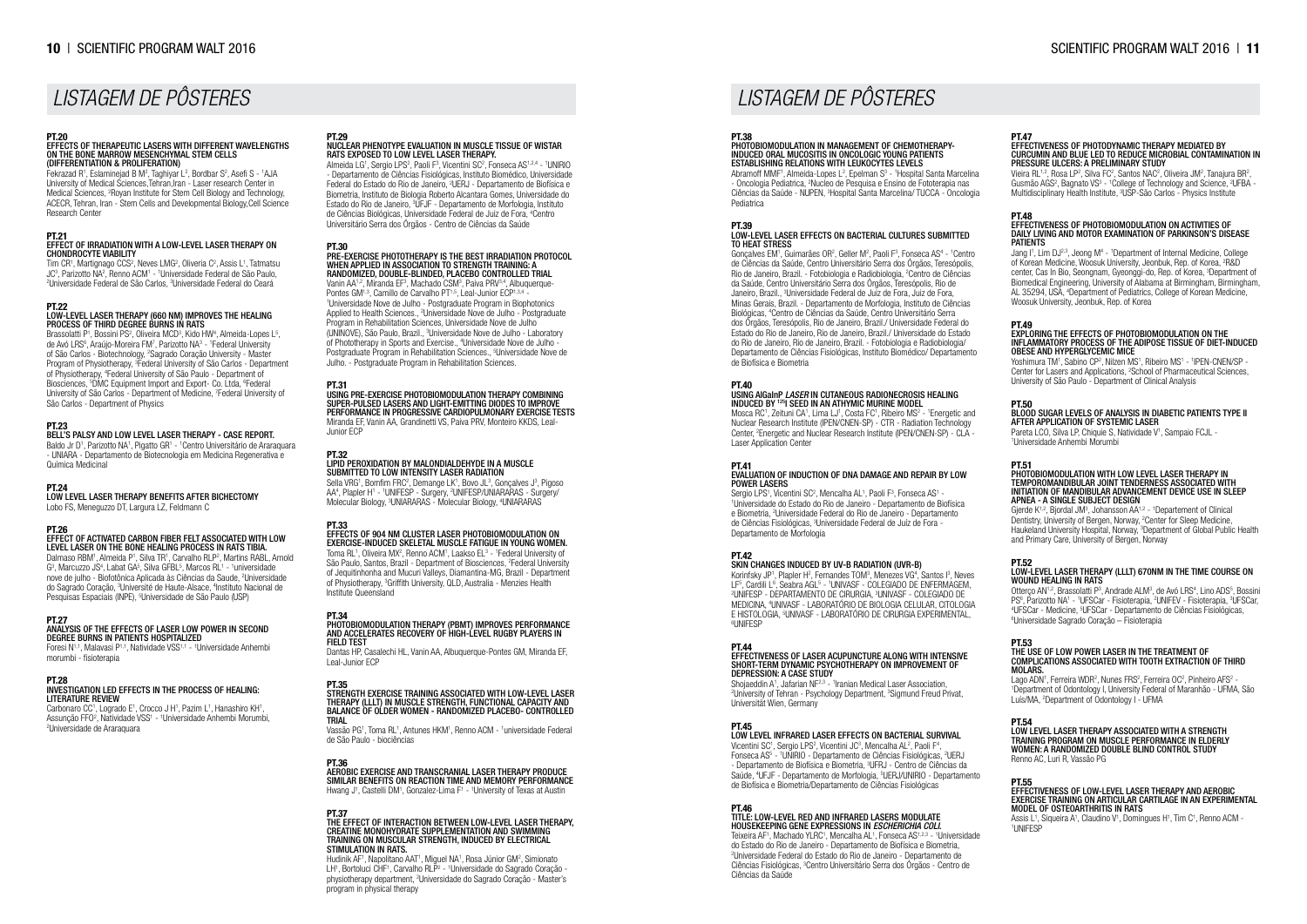# LISTAGEM DE PÔSTERES

**PT.20**
**EFFECTS OF THERAPEUTIC LASERS WITH DIFFERENT WAVELENGTHS ON THE BONE MARROW MESENCHYMAL STEM CELLS (DIFFERENTIATION & PROLIFERATION)**
Fekrazad R[1], Eslaminejad B M[2], Taghiyar L[2], Bordbar S[2], Asefi S - [1]AJA University of Medical Sciences,Tehran,Iran - Laser research Center in Medical Sciences, [2]Royan Institute for Stem Cell Biology and Technology, ACECR, Tehran, Iran - Stem Cells and Developmental Biology,Cell Science Research Center

**PT.21**
**EFFECT OF IRRADIATION WITH A LOW-LEVEL LASER THERAPY ON CHONDROCYTE VIABILITY**
Tim CR[1], Martignago CCS[2], Neves LMG[2], Oliveria C[2], Assis L[1], Tatmatsu JC[3], Parizotto NA[2], Renno ACM[1] - [1]Universidade Federal de São Paulo, [2]Universidade Federal de São Carlos, [3]Universidade Federal do Ceará

**PT.22**
**LOW-LEVEL LASER THERAPY (660 NM) IMPROVES THE HEALING PROCESS OF THIRD DEGREE BURNS IN RATS**
Brassolatti P[1], Bossini PS[2], Oliveira MCD[3], Kido HW[4], Almeida-Lopes L[5], de Avó LRS[6], Araújo-Moreira FM[7], Parizotto NA[3] - [1]Federal University of São Carlos - Biotechnology, [2]Sagrado Coração University - Master Program of Physiotherapy, [3]Federal University of São Carlos - Department of Physiotherapy, [4]Federal University of São Paulo - Department of Biosciences, [5]DMC Equipment Import and Export- Co. Ltda, [6]Federal University of São Carlos - Department of Medicine, [7]Federal University of São Carlos - Department of Physics

**PT.23**
**BELL'S PALSY AND LOW LEVEL LASER THERAPY - CASE REPORT.**
Baldo Jr D[1], Parizotto NA[1], Pigatto GR[1] - [1]Centro Universitário de Araraquara - UNIARA - Departamento de Biotecnologia em Medicina Regenerativa e Química Medicinal

**PT.24**
**LOW LEVEL LASER THERAPY BENEFITS AFTER BICHECTOMY**
Lobo FS, Meneguzzo DT, Largura LZ, Feldmann C

**PT.26**
**EFFECT OF ACTIVATED CARBON FIBER FELT ASSOCIATED WITH LOW LEVEL LASER ON THE BONE HEALING PROCESS IN RATS TIBIA.**
Dalmaso RBM[1], Almeida P[1], Silva TR[1], Carvalho RLP[2], Martins RABL, Arnold G[3], Marcuzzo JS[4], Labat GA[5], Silva GFBL[5], Marcos RL[1] - [1]universidade nove de julho - Biofotônica Aplicada às Ciências da Saude, [2]Universidade do Sagrado Coração, [3]Université de Haute-Alsace, [4]Instituto Nacional de Pesquisas Espaciais (INPE), [5]Universidade de São Paulo (USP)

**PT.27**
**ANALYSIS OF THE EFFECTS OF LASER LOW POWER IN SECOND DEGREE BURNS IN PATIENTS HOSPITALIZED**
Foresi N[1,1], Malavasi P[1,1], Natividade VSS[1,1] - [1]Universidade Anhembi morumbi - fisioterapia

**PT.28**
**INVESTIGATION LED EFFECTS IN THE PROCESS OF HEALING: LITERATURE REVIEW**
Carbonaro CC[1], Logrado E[1], Crocco J H[1], Pazim L[1], Hanashiro KH[1], Assunção FFO[2], Natividade VSS[1] - [1]Universidade Anhembi Morumbi, [2]Universidade de Araraquara

**PT.29**
**NUCLEAR PHENOTYPE EVALUATION IN MUSCLE TISSUE OF WISTAR RATS EXPOSED TO LOW LEVEL LASER THERAPY.**
Almeida LG[1], Sergio LPS[2], Paoli F[3], Vicentini SC[2], Fonseca AS[1,2,4] - [1]UNIRIO - Departamento de Ciências Fisiológicas, Instituto Biomédico, Universidade Federal do Estado do Rio de Janeiro, [2]UERJ - Departamento de Biofísica e Biometria, Instituto de Biologia Roberto Alcantara Gomes, Universidade do Estado do Rio de Janeiro, [3]UFJF - Departamento de Morfologia, Instituto de Ciências Biológicas, Universidade Federal de Juiz de Fora, [4]Centro Universitário Serra dos Órgãos - Centro de Ciências da Saúde

**PT.30**
**PRE-EXERCISE PHOTOTHERAPY IS THE BEST IRRADIATION PROTOCOL WHEN APPLIED IN ASSOCIATION TO STRENGTH TRAINING: A RANDOMIZED, DOUBLE-BLINDED, PLACEBO CONTROLLED TRIAL**
Vanin AA[1,2], Miranda EF[3], Machado CSM[3], Paiva PRV[3,4], Albuquerque-Pontes GM[1,3], Camillo de Carvalho PT[1,5], Leal-Junior ECP[1,3,4] - [1]Universidade Nove de Julho - Postgraduate Program in Biophotonics Applied to Health Sciences., [2]Universidade Nove de Julho - Postgraduate Program in Rehabilitation Sciences, Universidade Nove de Julho (UNINOVE), São Paulo, Brazil., [3]Universidade Nove de Julho - Laboratory of Phototherapy in Sports and Exercise., [4]Universidade Nove de Julho - Postgraduate Program in Rehabilitation Sciences., [5]Universidade Nove de Julho. - Postgraduate Program in Rehabilitation Sciences.

**PT.31**
**USING PRE-EXERCISE PHOTOBIOMODULATION THERAPY COMBINING SUPER-PULSED LASERS AND LIGHT-EMITTING DIODES TO IMPROVE PERFORMANCE IN PROGRESSIVE CARDIOPULMONARY EXERCISE TESTS**
Miranda EF, Vanin AA, Grandinetti VS, Paiva PRV, Monteiro KKDS, Leal-Junior ECP

**PT.32**
**LIPID PEROXIDATION BY MALONDIALDEHYDE IN A MUSCLE SUBMITTED TO LOW INTENSITY LASER RADIATION**
Sella VRG[1], Bomfim FRC[2], Demange LK[1], Bovo JL[3], Gonçalves J[3], Pigoso AA[4], Plapler H[1] - [1]UNIFESP - Surgery, [2]UNIFESP/UNIARARAS - Surgery/Molecular Biology, [3]UNIARARAS - Molecular Biology, [4]UNIARARAS

**PT.33**
**EFFECTS OF 904 NM CLUSTER LASER PHOTOBIOMODULATION ON EXERCISE-INDUCED SKELETAL MUSCLE FATIGUE IN YOUNG WOMEN.**
Toma RL[1], Oliveira MX[2], Renno ACM[1], Laakso EL[3] - [1]Federal University of São Paulo, Santos, Brazil - Department of Biosciences, [2]Federal University of Jequitinhonha and Mucuri Valleys, Diamantina-MG, Brazil - Department of Physiotherapy, [3]Griffith University, QLD, Australia - Menzies Health Institute Queensland

**PT.34**
**PHOTOBIOMODULATION THERAPY (PBMT) IMPROVES PERFORMANCE AND ACCELERATES RECOVERY OF HIGH-LEVEL RUGBY PLAYERS IN FIELD TEST**
Dantas HP, Casalechi HL, Vanin AA, Albuquerque-Pontes GM, Miranda EF, Leal-Junior ECP

**PT.35**
**STRENGTH EXERCISE TRAINING ASSOCIATED WITH LOW-LEVEL LASER THERAPY (LLLT) IN MUSCLE STRENGTH, FUNCTIONAL CAPACITY AND BALANCE OF OLDER WOMEN - RANDOMIZED PLACEBO- CONTROLLED TRIAL**
Vassão PG[1], Toma RL[1], Antunes HKM[1], Renno ACM[1] - [1]universidade Federal de São Paulo - biociências

**PT.36**
**AEROBIC EXERCISE AND TRANSCRANIAL LASER THERAPY PRODUCE SIMILAR BENEFITS ON REACTION TIME AND MEMORY PERFORMANCE**
Hwang J[1], Castelli DM[1], Gonzalez-Lima F[1] - [1]University of Texas at Austin

**PT.37**
**THE EFFECT OF INTERACTION BETWEEN LOW-LEVEL LASER THERAPY, CREATINE MONOHYDRATE SUPPLEMENTATION AND SWIMMING TRAINING ON MUSCULAR STRENGTH, INDUCED BY ELECTRICAL STIMULATION IN RATS.**
Hudinik AF[1], Napolitano AAT[1], Miguel NA[1], Rosa Júnior GM[2], Simionato LH[1], Bortoluci CHF[1], Carvalho RLP[2] - [1]Universidade do Sagrado Coração - physiotherapy department, [2]Universidade do Sagrado Coração - Master's program in physical therapy

**PT.38**
**PHOTOBIOMODULATION IN MANAGEMENT OF CHEMOTHERAPY-INDUCED ORAL MUCOSITIS IN ONCOLOGIC YOUNG PATIENTS ESTABLISHING RELATIONS WITH LEUKOCYTES LEVELS**
Abramoff MMF[1], Almeida-Lopes L[2], Epelman S[3] - [1]Hospital Santa Marcelina - Oncologia Pediatrica, [2]Nucleo de Pesquisa e Ensino de Fototerapia nas Ciências da Saúde - NUPEN, [3]Hospital Santa Marcelina/ TUCCA - Oncologia Pediatrica

**PT.39**
**LOW-LEVEL LASER EFFECTS ON BACTERIAL CULTURES SUBMITTED TO HEAT STRESS**
Gonçalves EM[1], Guimarães OR[2], Geller M[2], Paoli F[3], Fonseca AS[4] - [1]Centro de Ciências da Saúde, Centro Universitário Serra dos Órgãos, Teresópolis, Rio de Janeiro, Brazil. - Fotobiologia e Radiobiologia, [2]Centro de Ciências da Saúde, Centro Universitário Serra dos Órgãos, Teresópolis, Rio de Janeiro, Brazil., [3]Universidade Federal de Juiz de Fora, Juiz de Fora, Minas Gerais, Brazil. - Departamento de Morfologia, Instituto de Ciências Biológicas, [4]Centro de Ciências da Saúde, Centro Universitário Serra dos Órgãos, Teresópolis, Rio de Janeiro, Brazil./ Universidade Federal do Estado do Rio de Janeiro, Rio de Janeiro, Brazil./ Universidade do Estado do Rio de Janeiro, Rio de Janeiro, Brazil. - Fotobiologia e Radiobiologia/ Departamento de Ciências Fisiológicas, Instituto Biomédico/ Departamento de Biofísica e Biometria

**PT.40**
**USING AlGaInP *LASER* IN CUTANEOUS RADIONECROSIS HEALING INDUCED BY $^{125}$I SEED IN AN ATHYMIC MURINE MODEL**
Mosca RC[1], Zeituni CA[1], Lima LJ[1], Costa FC[1], Ribeiro MS[2] - [1]Energetic and Nuclear Research Institute (IPEN/CNEN-SP) - CTR - Radiation Technology Center, [2]Energetic and Nuclear Research Institute (IPEN/CNEN-SP) - CLA - Laser Application Center

**PT.41**
**EVALUATION OF INDUCTION OF DNA DAMAGE AND REPAIR BY LOW POWER LASERS**
Sergio LPS[1], Vicentini SC[2], Mencalha AL[1], Paoli F[3], Fonseca AS[1] - [1]Universidade do Estado do Rio de Janeiro - Departamento de Biofísica e Biometria, [2]Universidade Federal do Rio de Janeiro - Departamento de Ciências Fisiológicas, [3]Universidade Federal de Juiz de Fora - Departamento de Morfologia

**PT.42**
**SKIN CHANGES INDUCED BY UV-B RADIATION (UVR-B)**
Korinfsky JP[1], Plapler H[2], Fernandes TOM[3], Menezes VG[4], Santos I[5], Neves LF[5], Cardili L[6], Seabra AGL[6] - [1]UNIVASF - COLEGIADO DE ENFERMAGEM, [2]UNIFESP - DEPARTAMENTO DE CIRURGIA, [3]UNIVASF - COLEGIADO DE MEDICINA, [4]UNIVASF - LABORATÓRIO DE BIOLOGIA CELULAR, CITOLOGIA E HISTOLOGIA, [5]UNIVASF - LABORATÓRIO DE CIRURGIA EXPERIMENTAL, [6]UNIFESP

**PT.44**
**EFFECTIVENESS OF LASER ACUPUNCTURE ALONG WITH INTENSIVE SHORT-TERM DYNAMIC PSYCHOTHERAPY ON IMPROVEMENT OF DEPRESSION: A CASE STUDY**
Shojaeddin A[1], Jafarian NF[2,3] - [1]Iranian Medical Laser Association, [2]University of Tehran - Psychology Department, [3]Sigmund Freud Privat, Universität Wien, Germany

**PT.45**
**LOW LEVEL INFRARED LASER EFFECTS ON BACTERIAL SURVIVAL**
Vicentini SC[1], Sergio LPS[2], Vicentini JC[3], Mencalha AL[2], Paoli F[4], Fonseca AS[5] - [1]UNIRIO - Departamento de Ciências Fisiológicas, [2]UERJ - Departamento de Biofísica e Biometria, [3]UFRJ - Centro de Ciências da Saúde, [4]UFJF - Departamento de Morfologia, [5]UERJ/UNIRIO - Departamento de Biofísica e Biometria/Departamento de Ciências Fisiológicas

**PT.46**
**TITLE: LOW-LEVEL RED AND INFRARED LASERS MODULATE HOUSEKEEPING GENE EXPRESSIONS IN *ESCHERICHIA COLI.***
Teixeira AF[1], Machado YLRC[1], Mencalha AL[1], Fonseca AS[1,2,3] - [1]Universidade do Estado do Rio de Janeiro - Departamento de Biofísica e Biometria, [2]Universidade Federal do Estado do Rio de Janeiro - Departamento de Ciências Fisiológicas, [3]Centro Universitário Serra dos Órgãos - Centro de Ciências da Saúde

**PT.47**
**EFFECTIVENESS OF PHOTODYNAMIC THERAPY MEDIATED BY CURCUMIN AND BLUE LED TO REDUCE MICROBIAL CONTAMINATION IN PRESSURE ULCERS: A PRELIMINARY STUDY**
Vieira RL[1,2], Rosa LP[2], Silva FC[2], Santos NAC[2], Oliveira JM[2], Tanajura BR[2], Gusmão AGS[2], Bagnato VS[3] - [1]College of Technology and Science, [2]UFBA - Multidisciplinary Health Institute, [3]USP-São Carlos - Physics Institute

**PT.48**
**EFFECTIVENESS OF PHOTOBIOMODULATION ON ACTIVITIES OF DAILY LIVING AND MOTOR EXAMINATION OF PARKINSON'S DISEASE PATIENTS**
Jang I[1], Lim DJ[2,3], Jeong M[4] - [1]Department of Internal Medicine, College of Korean Medicine, Woosuk University, Jeonbuk, Rep. of Korea, [2]R&D center, Cas In Bio, Seongnam, Gyeonggi-do, Rep. of Korea, [3]Department of Biomedical Engineering, University of Alabama at Birmingham, Birmingham, AL 35294, USA, [4]Department of Pediatrics, College of Korean Medicine, Woosuk University, Jeonbuk, Rep. of Korea

**PT.49**
**EXPLORING THE EFFECTS OF PHOTOBIOMODULATION ON THE INFLAMMATORY PROCESS OF THE ADIPOSE TISSUE OF DIET-INDUCED OBESE AND HYPERGLYCEMIC MICE**
Yoshimura TM[1], Sabino CP[2], Nilzen MS[1], Ribeiro MS[1] - [1]IPEN-CNEN/SP - Center for Lasers and Applications, [2]School of Pharmaceutical Sciences, University of São Paulo - Department of Clinical Analysis

**PT.50**
**BLOOD SUGAR LEVELS OF ANALYSIS IN DIABETIC PATIENTS TYPE II AFTER APPLICATION OF SYSTEMIC LASER**
Pareta LCO, Silva LP, Chiquie S, Natividade V[1], Sampaio FCJL - [1]Universidade Anhembi Morumbi

**PT.51**
**PHOTOBIOMODULATION WITH LOW LEVEL LASER THERAPY IN TEMPOROMANDIBULAR JOINT TENDERNESS ASSOCIATED WITH INITIATION OF MANDIBULAR ADVANCEMENT DEVICE USE IN SLEEP APNEA - A SINGLE SUBJECT DESIGN**
Gjerde K[1,2], Bjordal JM[3], Johansson AA[1,2] - [1]Departement of Clinical Dentistry, University of Bergen, Norway, [2]Center for Sleep Medicine, Haukeland University Hospital, Norway, [3]Department of Global Public Health and Primary Care, University of Bergen, Norway

**PT.52**
**LOW-LEVEL LASER THERAPY (LLLT) 670NM IN THE TIME COURSE ON WOUND HEALING IN RATS**
Otterço AN[1,2], Brassolatti P[3], Andrade ALM[3], de Avó LRS[4], Lino ADS[5], Bossini PS[6], Parizotto NA[1] - [1]UFSCar - Fisioterapia, [2]UNIFEV - Fisioterapia, [3]UFSCar, [4]UFSCar - Medicine, [5]UFSCar - Departamento de Ciências Fisiológicas, [6]Universidade Sagrado Coração – Fisioterapia

**PT.53**
**THE USE OF LOW POWER LASER IN THE TREATMENT OF COMPLICATIONS ASSOCIATED WITH TOOTH EXTRACTION OF THIRD MOLARS.**
Lago ADN[1], Ferreira WDR[2], Nunes FRS[2], Ferreira OC[2], Pinheiro AFS[2] - [1]Department of Odontology I, University Federal of Maranhão - UFMA, São Luís/MA, [2]Department of Odontology I - UFMA

**PT.54**
**LOW LEVEL LASER THERAPY ASSOCIATED WITH A STRENGTH TRAINING PROGRAM ON MUSCLE PERFORMANCE IN ELDERLY WOMEN: A RANDOMIZED DOUBLE BLIND CONTROL STUDY**
Renno AC, Luri R, Vassão PG

**PT.55**
**EFFECTIVENESS OF LOW-LEVEL LASER THERAPY AND AEROBIC EXERCISE TRAINING ON ARTICULAR CARTILAGE IN AN EXPERIMENTAL MODEL OF OSTEOARTHRITIS IN RATS**
Assis L[1], Siqueira A[1], Claudino V[1], Domingues H[1], Tim C[1], Renno ACM - [1]UNIFESP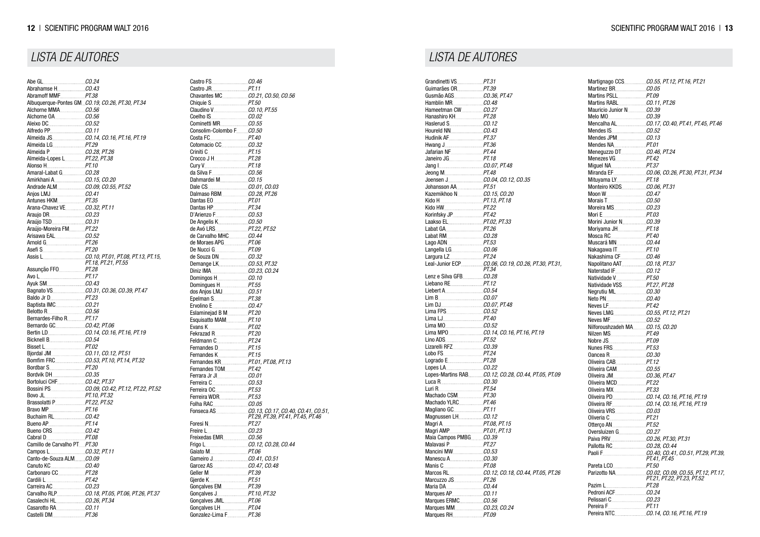## LISTA DE AUTORES

Abe GL ... *CO.24*
Abrahamse H ... *CO.43*
Abramoff MMF ... *PT.38*
Albuquerque-Pontes GM ... *CO.19, CO.26, PT.30, PT.34*
Alchorne MMA ... *CO.56*
Alchorne OA ... *CO.56*
Aleixo DC ... *CO.52*
Alfredo PP ... *CO.11*
Almeida JS ... *CO.14, CO.16, PT.16, PT.19*
Almeida LG ... *PT.29*
Almeida P ... *CO.28, PT.26*
Almeida-Lopes L ... *PT.22, PT.38*
Alonso H ... *PT.10*
Amaral-Labat G ... *CO.28*
Amirkhani A ... *CO.15, CO.20*
Andrade ALM ... *CO.09, CO.55, PT.52*
Anjos LMJ ... *CO.41*
Antunes HKM ... *PT.35*
Arana-Chavez VE ... *CO.32, PT.11*
Araujo DR ... *CO.23*
Araújo TSD ... *CO.31*
Araújo-Moreira FM ... *PT.22*
Arisawa EAL ... *CO.52*
Arnold G ... *PT.26*
Asefi S ... *PT.20*
Assis L ... *CO.10, PT.01, PT.08, PT.13, PT.15, PT.18, PT.21, PT.55*
Assunção FFO ... *PT.28*
Avo L ... *PT.17*
Ayuk SM ... *CO.43*
Bagnato VS ... *CO.31, CO.36, CO.39, PT.47*
Baldo Jr D ... *PT.23*
Baptista IMC ... *CO.21*
Belotto R ... *CO.56*
Bernardes-Filho R ... *PT.17*
Bernardo GC ... *CO.42, PT.06*
Bertin LD ... *CO.14, CO.16, PT.16, PT.19*
Bicknell B ... *CO.54*
Bisset L ... *PT.02*
Bjordal JM ... *CO.11, CO.12, PT.51*
Bomfim FRC ... *CO.53, PT.10, PT.14, PT.32*
Bordbar S ... *PT.20*
Bordvik DH ... *CO.35*
Bortoluci CHF ... *CO.42, PT.37*
Bossini PS ... *CO.09, CO.42, PT.12, PT.22, PT.52*
Bovo JL ... *PT.10, PT.32*
Brassolatti P ... *PT.22, PT.52*
Bravo MP ... *PT.16*
Buchaim RL ... *CO.42*
Bueno AP ... *PT.14*
Bueno CRS ... *CO.42*
Cabral D ... *PT.08*
Camillo de Carvalho PT ... *PT.30*
Campos L ... *CO.32, PT.11*
Canto-de-Souza ALM ... *CO.09*
Canuto KC ... *CO.40*
Carbonaro CC ... *PT.28*
Cardili L ... *PT.42*
Carreira AC ... *CO.23*
Carvalho RLP ... *CO.18, PT.05, PT.06, PT.26, PT.37*
Casalechi HL ... *CO.26, PT.34*
Casarotto RA ... *CO.11*
Castelli DM ... *PT.36*
Castro FS ... *CO.46*
Castro JR ... *PT.11*
Chavantes MC ... *CO.21, CO.50, CO.56*
Chiquie S ... *PT.50*
Claudino V ... *CO.10, PT.55*
Coelho IS ... *CO.02*
Cominetti MR ... *CO.55*
Consolim-Colombo F ... *CO.50*
Costa FC ... *PT.40*
Cotomacio CC ... *CO.32*
Criniti C ... *PT.15*
Crocco J H ... *PT.28*
Cury V ... *PT.18*
da Silva F ... *CO.56*
Dahmardei M ... *CO.15*
Dale CS ... *CO.01, CO.03*
Dalmaso RBM ... *CO.28, PT.26*
Dantas EO ... *PT.01*
Dantas HP ... *PT.34*
D'Arienzo F ... *CO.53*
De Angelis K ... *CO.50*
de Avó LRS ... *PT.22, PT.52*
de Carvalho MHC ... *CO.44*
de Moraes APG ... *PT.06*
De Nucci G ... *PT.09*
de Souza DN ... *CO.32*
Demange LK ... *CO.53, PT.32*
Diniz IMA ... *CO.23, CO.24*
Domingos H ... *CO.10*
Domingues H ... *PT.55*
dos Anjos LMJ ... *CO.51*
Epelman S ... *PT.38*
Ervolino E ... *CO.47*
Eslaminejad B M ... *PT.20*
Esquisatto MAM ... *PT.10*
Evans K ... *PT.02*
Fekrazad R ... *PT.20*
Feldmann C ... *PT.24*
Fernandes D ... *PT.15*
Fernandes K ... *PT.15*
Fernandes KR ... *PT.01, PT.08, PT.13*
Fernandes TOM ... *PT.42*
Ferrara Jr JI ... *CO.01*
Ferreira C ... *CO.53*
Ferreira OC ... *PT.53*
Ferreira WDR ... *PT.53*
Folha RAC ... *CO.05*
Fonseca AS ... *CO.13, CO.17, CO.40, CO.41, CO.51, PT.29, PT.39, PT.41, PT.45, PT.46*
Foresi N ... *PT.27*
Freire L ... *CO.23*
Freixedas EMR ... *CO.56*
Frigo L ... *CO.12, CO.28, CO.44*
Gaiato M ... *PT.06*
Gameiro J ... *CO.41, CO.51*
Garcez AS ... *CO.47, CO.48*
Geller M ... *PT.39*
Gjerde K ... *PT.51*
Gonçalves EM ... *PT.39*
Gonçalves J ... *PT.10, PT.32*
Gonçalves JML ... *PT.06*
Gonçalves LH ... *PT.04*
Gonzalez-Lima F ... *PT.36*

## LISTA DE AUTORES

Grandinetti VS ... *PT.31*
Guimarães OR ... *PT.39*
Gusmão AGS ... *CO.36, PT.47*
Hamblin MR ... *CO.48*
Hameetman CW ... *CO.27*
Hanashiro KH ... *PT.28*
Haslerud S ... *CO.12*
Houreld NN ... *CO.43*
Hudinik AF ... *PT.37*
Hwang J ... *PT.36*
Jafarian NF ... *PT.44*
Janeiro JG ... *PT.18*
Jang I ... *CO.07, PT.48*
Jeong M ... *PT.48*
Joensen J ... *CO.04, CO.12, CO.35*
Johansson AA ... *PT.51*
Kazemikhoo N ... *CO.15, CO.20*
Kido H ... *PT.13, PT.18*
Kido HW ... *PT.22*
Korinfsky JP ... *PT.42*
Laakso EL ... *PT.02, PT.33*
Labat GA ... *PT.26*
Labat RM ... *CO.28*
Lago ADN ... *PT.53*
Langella LG ... *CO.06*
Largura LZ ... *PT.24*
Leal-Junior ECP ... *CO.06, CO.19, CO.26, PT.30, PT.31, PT.34*
Lenz e Silva GFB ... *CO.28*
Liebano RE ... *PT.12*
Liebert A ... *CO.54*
Lim B ... *CO.07*
Lim DJ ... *CO.07, PT.48*
Lima FPS ... *CO.52*
Lima LJ ... *PT.40*
Lima MO ... *CO.52*
Lima MPO ... *CO.14, CO.16, PT.16, PT.19*
Lino ADS ... *PT.52*
Lizarelli RFZ ... *CO.39*
Lobo FS ... *PT.24*
Logrado E ... *PT.28*
Lopes LA ... *CO.22*
Lopes-Martins RAB ... *CO.12, CO.28, CO.44, PT.05, PT.09*
Luca R ... *CO.30*
Luri R ... *PT.54*
Machado CSM ... *PT.30*
Machado YLRC ... *PT.46*
Magliano GC ... *PT.11*
Magnussen LH ... *CO.12*
Magri A ... *PT.08, PT.15*
Magri AMP ... *PT.01, PT.13*
Maia Campos PMBG ... *CO.39*
Malavasi P ... *PT.27*
Mancini MW ... *CO.53*
Manescu A ... *CO.30*
Manis C ... *PT.08*
Marcos RL ... *CO.12, CO.18, CO.44, PT.05, PT.26*
Marcuzzo JS ... *PT.26*
Maria DA ... *CO.44*
Marques AP ... *CO.11*
Marques ERMC ... *CO.56*
Marques MM ... *CO.23, CO.24*
Marques RH ... *PT.09*
Martignago CCS ... *CO.55, PT.12, PT.16, PT.21*
Martinez BR ... *CO.05*
Martins PSLL ... *PT.09*
Martins RABL ... *CO.11, PT.26*
Mauricio Junior N ... *CO.39*
Melo MO ... *CO.39*
Mencalha AL ... *CO.17, CO.40, PT.41, PT.45, PT.46*
Mendes IS ... *CO.52*
Mendes JPM ... *CO.13*
Mendes NA ... *PT.01*
Meneguzzo DT ... *CO.46, PT.24*
Menezes VG ... *PT.42*
Miguel NA ... *PT.37*
Miranda EF ... *CO.06, CO.26, PT.30, PT.31, PT.34*
Mituyama LY ... *PT.18*
Monteiro KKDS ... *CO.06, PT.31*
Moon W ... *CO.47*
Morais T ... *CO.50*
Moreira MS ... *CO.23*
Mori E ... *PT.03*
Morini Junior N ... *CO.39*
Moriyama JH ... *PT.18*
Mosca RC ... *PT.40*
Muscará MN ... *CO.44*
Nakagawa IT ... *PT.10*
Nakashima CF ... *CO.46*
Napolitano AAT ... *CO.18, PT.37*
Naterstad IF ... *CO.12*
Natividade V ... *PT.50*
Natividade VSS ... *PT.27, PT.28*
Negrutiu ML ... *CO.30*
Neto PN ... *CO.40*
Neves LF ... *PT.42*
Neves LMG ... *CO.55, PT.12, PT.21*
Neves MF ... *CO.52*
Nilforoushzadeh MA ... *CO.15, CO.20*
Nilzen MS ... *PT.49*
Nobre JS ... *PT.09*
Nunes FRS ... *PT.53*
Oancea R ... *CO.30*
Oliveira CAB ... *PT.12*
Oliveira CAM ... *CO.55*
Oliveira JM ... *CO.36, PT.47*
Oliveira MCD ... *PT.22*
Oliveira MX ... *PT.33*
Oliveira PD ... *CO.14, CO.16, PT.16, PT.19*
Oliveira RF ... *CO.14, CO.16, PT.16, PT.19*
Oliveira VRS ... *CO.03*
Oliveria C ... *PT.21*
Otterço AN ... *PT.52*
Oversluizen G ... *CO.27*
Paiva PRV ... *CO.26, PT.30, PT.31*
Pallotta RC ... *CO.28, CO.44*
Paoli F ... *CO.40, CO.41, CO.51, PT.29, PT.39, PT.41, PT.45*
Pareta LCO ... *PT.50*
Parizotto NA ... *CO.02, CO.09, CO.55, PT.12, PT.17, PT.21, PT.22, PT.23, PT.52*
Pazim L ... *PT.28*
Pedroni ACF ... *CO.24*
Pelissari C ... *CO.23*
Pereira F ... *PT.11*
Pereira NTC ... *CO.14, CO.16, PT.16, PT.19*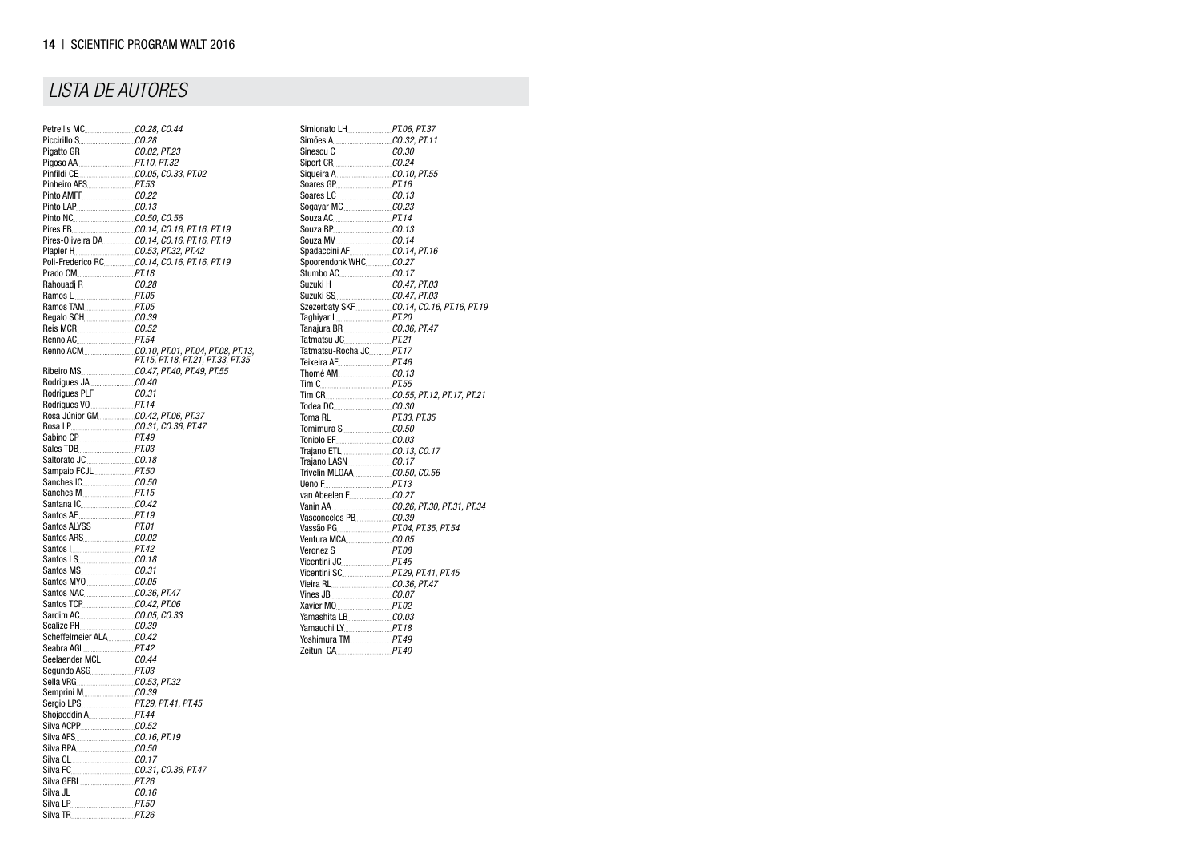## LISTA DE AUTORES

Petrellis MC........ *CO.28, CO.44*
Piccirillo S........ *CO.28*
Pigatto GR........ *CO.02, PT.23*
Pigoso AA........ *PT.10, PT.32*
Pinfildi CE........ *CO.05, CO.33, PT.02*
Pinheiro AFS........ *PT.53*
Pinto AMFF........ *CO.22*
Pinto LAP........ *CO.13*
Pinto NC........ *CO.50, CO.56*
Pires FB........ *CO.14, CO.16, PT.16, PT.19*
Pires-Oliveira DA........ *CO.14, CO.16, PT.16, PT.19*
Plapler H........ *CO.53, PT.32, PT.42*
Poli-Frederico RC........ *CO.14, CO.16, PT.16, PT.19*
Prado CM........ *PT.18*
Rahouadj R........ *CO.28*
Ramos L........ *PT.05*
Ramos TAM........ *PT.05*
Regalo SCH........ *CO.39*
Reis MCR........ *CO.52*
Renno AC........ *PT.54*
Renno ACM........ *CO.10, PT.01, PT.04, PT.08, PT.13, PT.15, PT.18, PT.21, PT.33, PT.35*
Ribeiro MS........ *CO.47, PT.40, PT.49, PT.55*
Rodrigues JA........ *CO.40*
Rodrigues PLF........ *CO.31*
Rodrigues VO........ *PT.14*
Rosa Júnior GM........ *CO.42, PT.06, PT.37*
Rosa LP........ *CO.31, CO.36, PT.47*
Sabino CP........ *PT.49*
Sales TDB........ *PT.03*
Saltorato JC........ *CO.18*
Sampaio FCJL........ *PT.50*
Sanches IC........ *CO.50*
Sanches M........ *PT.15*
Santana IC........ *CO.42*
Santos AF........ *PT.19*
Santos ALYSS........ *PT.01*
Santos ARS........ *CO.02*
Santos I........ *PT.42*
Santos LS........ *CO.18*
Santos MS........ *CO.31*
Santos MYO........ *CO.05*
Santos NAC........ *CO.36, PT.47*
Santos TCP........ *CO.42, PT.06*
Sardim AC........ *CO.05, CO.33*
Scalize PH........ *CO.39*
Scheffelmeier ALA........ *CO.42*
Seabra AGL........ *PT.42*
Seelaender MCL........ *CO.44*
Segundo ASG........ *PT.03*
Sella VRG........ *CO.53, PT.32*
Semprini M........ *CO.39*
Sergio LPS........ *PT.29, PT.41, PT.45*
Shojaeddin A........ *PT.44*
Silva ACPP........ *CO.52*
Silva AFS........ *CO.16, PT.19*
Silva BPA........ *CO.50*
Silva CL........ *CO.17*
Silva FC........ *CO.31, CO.36, PT.47*
Silva GFBL........ *PT.26*
Silva JL........ *CO.16*
Silva LP........ *PT.50*
Silva TR........ *PT.26*
Simionato LH........ *PT.06, PT.37*
Simões A........ *CO.32, PT.11*
Sinescu C........ *CO.30*
Sipert CR........ *CO.24*
Siqueira A........ *CO.10, PT.55*
Soares GP........ *PT.16*
Soares LC........ *CO.13*
Sogayar MC........ *CO.23*
Souza AC........ *PT.14*
Souza BP........ *CO.13*
Souza MV........ *CO.14*
Spadaccini AF........ *CO.14, PT.16*
Spoorendonk WHC........ *CO.27*
Stumbo AC........ *CO.17*
Suzuki H........ *CO.47, PT.03*
Suzuki SS........ *CO.47, PT.03*
Szezerbaty SKF........ *CO.14, CO.16, PT.16, PT.19*
Taghiyar L........ *PT.20*
Tanajura BR........ *CO.36, PT.47*
Tatmatsu JC........ *PT.21*
Tatmatsu-Rocha JC........ *PT.17*
Teixeira AF........ *PT.46*
Thomé AM........ *CO.13*
Tim C........ *PT.55*
Tim CR........ *CO.55, PT.12, PT.17, PT.21*
Todea DC........ *CO.30*
Toma RL........ *PT.33, PT.35*
Tomimura S........ *CO.50*
Toniolo EF........ *CO.03*
Trajano ETL........ *CO.13, CO.17*
Trajano LASN........ *CO.17*
Trivelin MLOAA........ *CO.50, CO.56*
Ueno F........ *PT.13*
van Abeelen F........ *CO.27*
Vanin AA........ *CO.26, PT.30, PT.31, PT.34*
Vasconcelos PB........ *CO.39*
Vassão PG........ *PT.04, PT.35, PT.54*
Ventura MCA........ *CO.05*
Veronez S........ *PT.08*
Vicentini JC........ *PT.45*
Vicentini SC........ *PT.29, PT.41, PT.45*
Vieira RL........ *CO.36, PT.47*
Vines JB........ *CO.07*
Xavier MO........ *PT.02*
Yamashita LB........ *CO.03*
Yamauchi LY........ *PT.18*
Yoshimura TM........ *PT.49*
Zeituni CA........ *PT.40*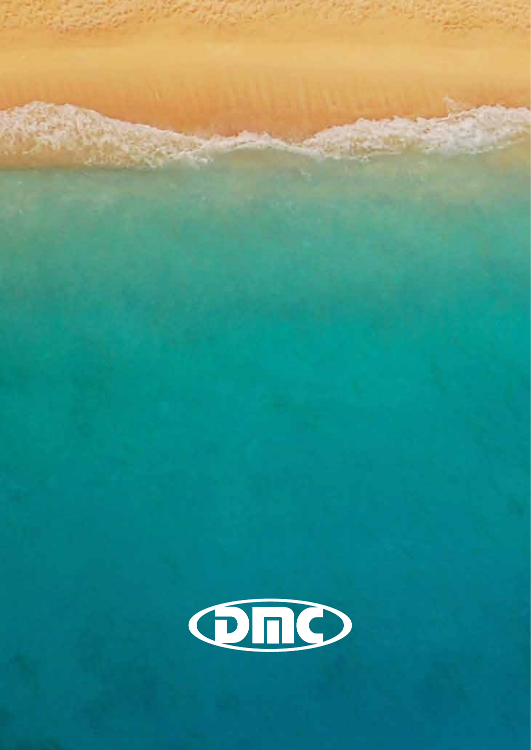DMC